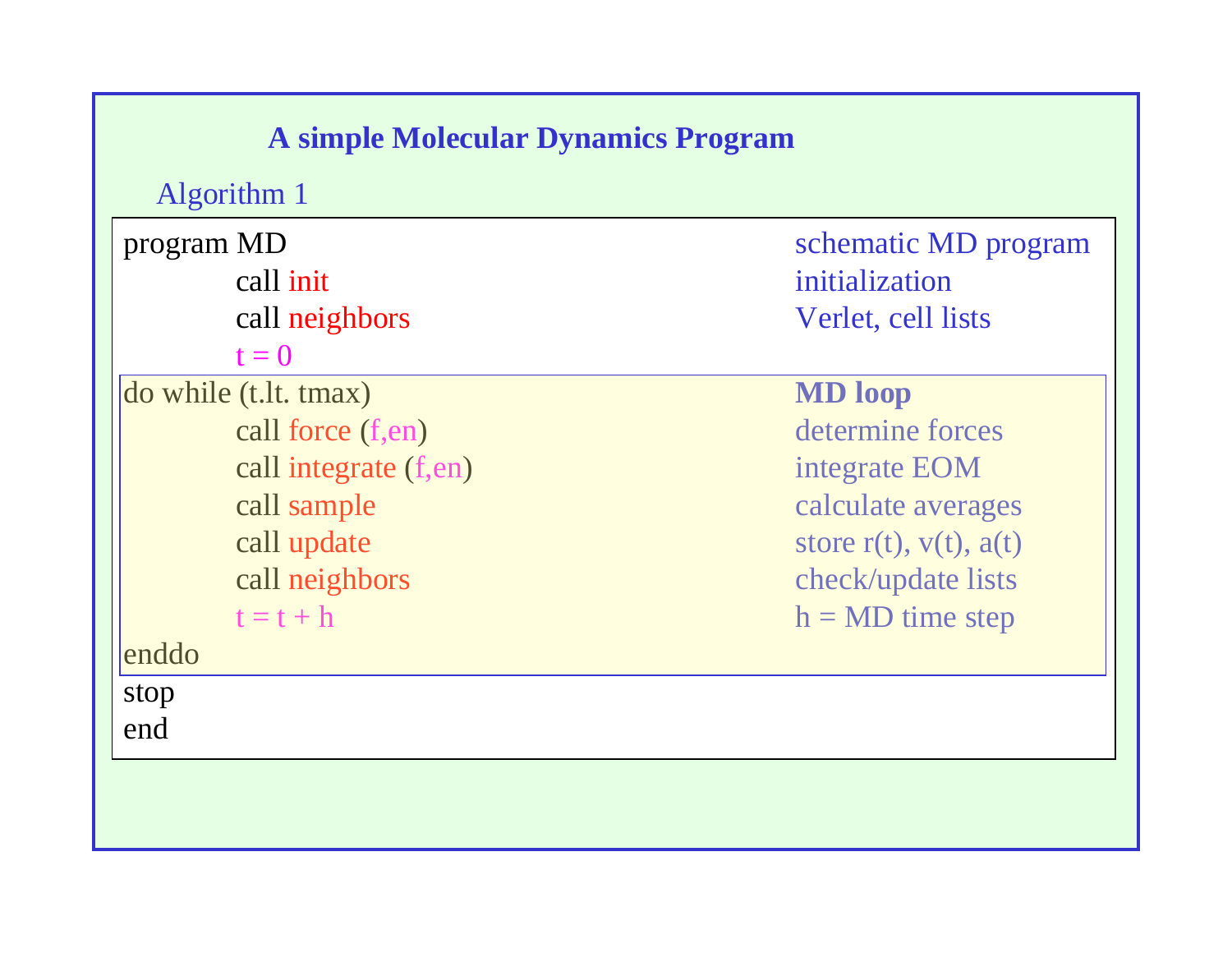## A simple Molecular Dynamics Program

Algorithm 1

```
program MD                                   schematic MD program
        call init                            initialization
        call neighbors                       Verlet, cell lists
        t = 0
do while (t.lt. tmax)                        MD loop
        call force (f,en)                    determine forces
        call integrate (f,en)                integrate EOM
        call sample                          calculate averages
        call update                          store r(t), v(t), a(t)
        call neighbors                       check/update lists
        t = t + h                            h = MD time step
enddo
stop
end
```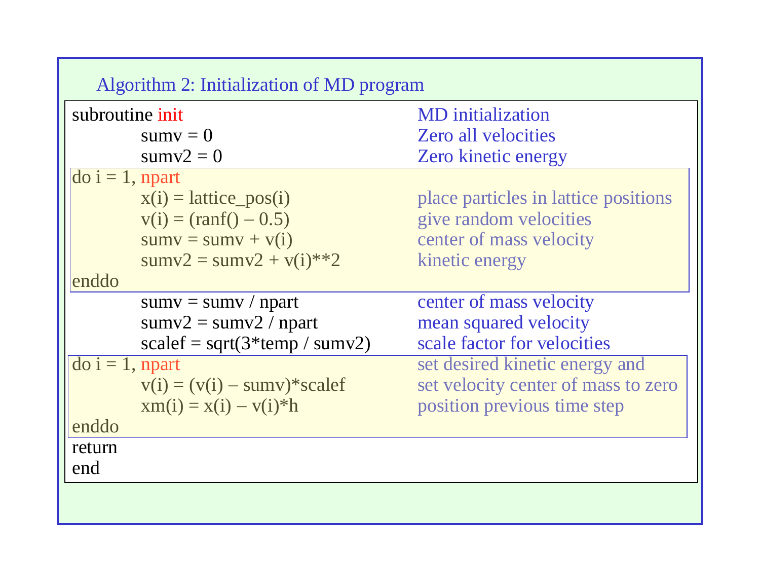## Algorithm 2: Initialization of MD program

```
subroutine init                          MD initialization
      sumv = 0                           Zero all velocities
      sumv2 = 0                          Zero kinetic energy
do i = 1, npart
      x(i) = lattice_pos(i)              place particles in lattice positions
      v(i) = (ranf() – 0.5)              give random velocities
      sumv = sumv + v(i)                 center of mass velocity
      sumv2 = sumv2 + v(i)**2            kinetic energy
enddo
      sumv = sumv / npart                center of mass velocity
      sumv2 = sumv2 / npart              mean squared velocity
      scalef = sqrt(3*temp / sumv2)      scale factor for velocities
do i = 1, npart                          set desired kinetic energy and
      v(i) = (v(i) – sumv)*scalef        set velocity center of mass to zero
      xm(i) = x(i) – v(i)*h              position previous time step
enddo
return
end
```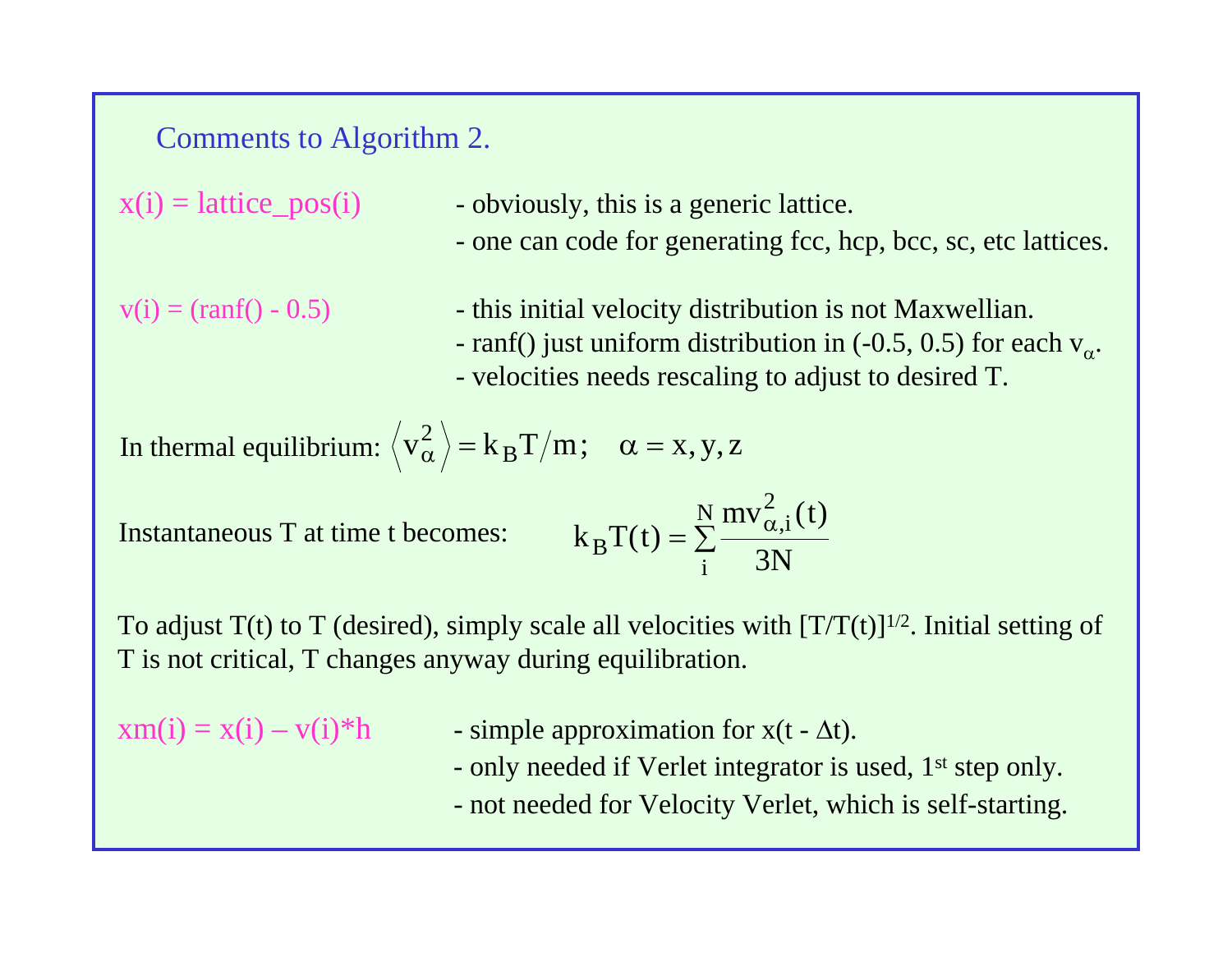## Comments to Algorithm 2.

```
x(i) = lattice_pos(i)
```

- obviously, this is a generic lattice.
- one can code for generating fcc, hcp, bcc, sc, etc lattices.

```
v(i) = (ranf() - 0.5)
```

- this initial velocity distribution is not Maxwellian.
- ranf() just uniform distribution in (-0.5, 0.5) for each $v_\alpha$.
- velocities needs rescaling to adjust to desired T.

In thermal equilibrium: $\left\langle v_\alpha^2 \right\rangle = k_B T / m; \quad \alpha = x, y, z$

Instantaneous T at time t becomes:

$$k_B T(t) = \sum_i^N \frac{m v_{\alpha,i}^2(t)}{3N}$$

To adjust T(t) to T (desired), simply scale all velocities with $[T/T(t)]^{1/2}$. Initial setting of T is not critical, T changes anyway during equilibration.

```
xm(i) = x(i) – v(i)*h
```

- simple approximation for $x(t - \Delta t)$.
- only needed if Verlet integrator is used, 1st step only.
- not needed for Velocity Verlet, which is self-starting.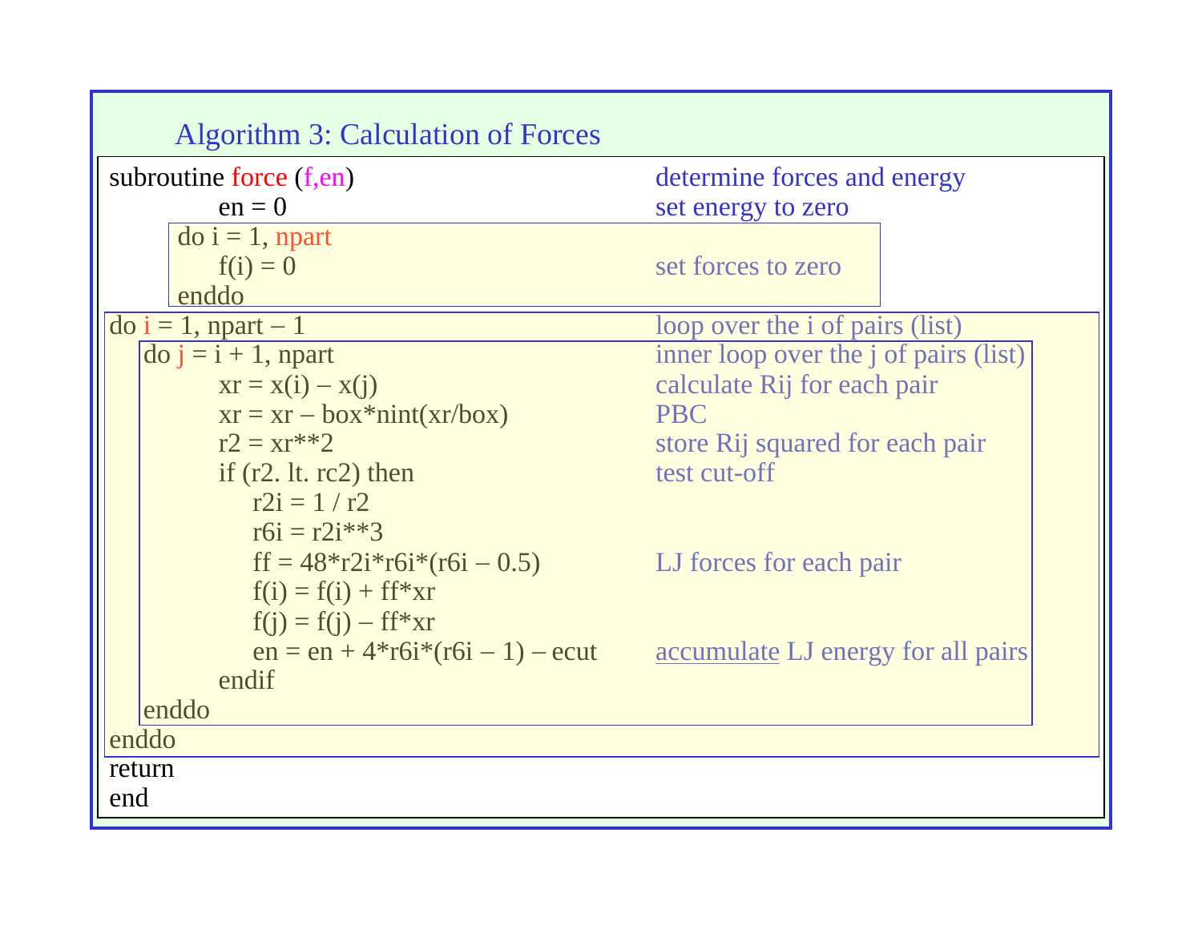## Algorithm 3: Calculation of Forces

```
subroutine force (f,en)                                  determine forces and energy
        en = 0                                           set energy to zero
    do i = 1, npart
        f(i) = 0                                         set forces to zero
    enddo
do i = 1, npart – 1                                      loop over the i of pairs (list)
  do j = i + 1, npart                                    inner loop over the j of pairs (list)
        xr = x(i) – x(j)                                 calculate Rij for each pair
        xr = xr – box*nint(xr/box)                       PBC
        r2 = xr**2                                       store Rij squared for each pair
        if (r2. lt. rc2) then                            test cut-off
            r2i = 1 / r2
            r6i = r2i**3
            ff = 48*r2i*r6i*(r6i – 0.5)                  LJ forces for each pair
            f(i) = f(i) + ff*xr
            f(j) = f(j) – ff*xr
            en = en + 4*r6i*(r6i – 1) – ecut             accumulate LJ energy for all pairs
        endif
  enddo
enddo
return
end
```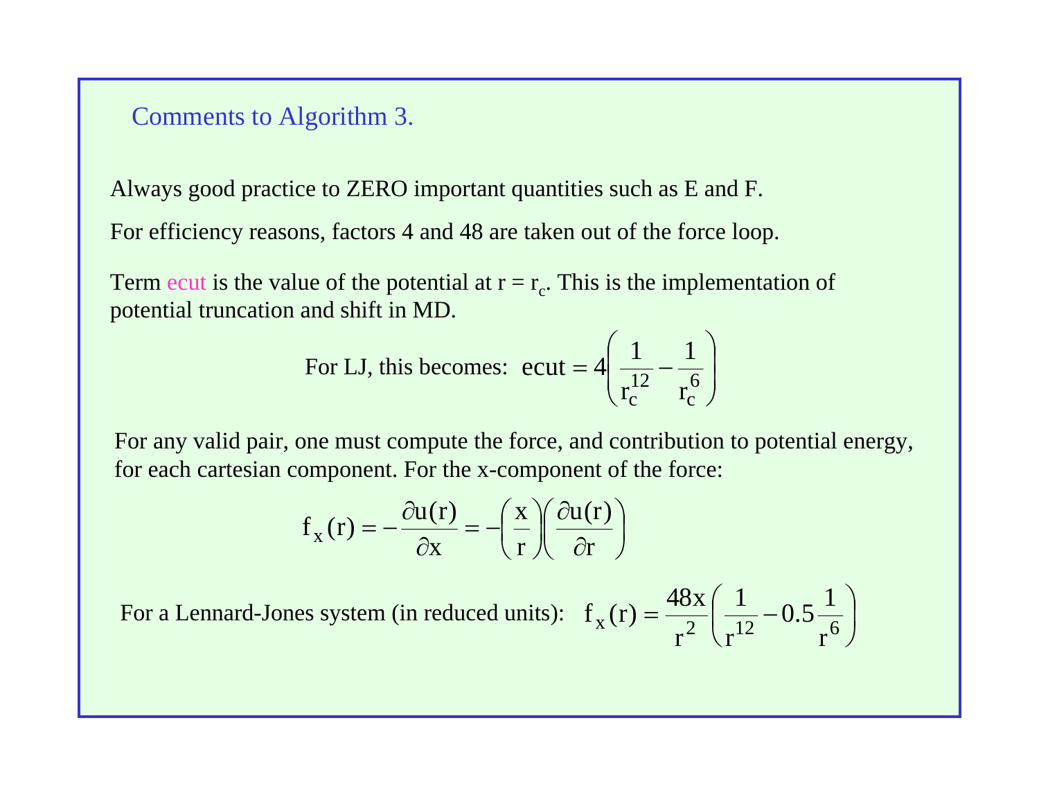## Comments to Algorithm 3.

Always good practice to ZERO important quantities such as E and F.

For efficiency reasons, factors 4 and 48 are taken out of the force loop.

Term ecut is the value of the potential at $r = r_c$. This is the implementation of potential truncation and shift in MD.

For LJ, this becomes: $\text{ecut} = 4\left(\frac{1}{r_c^{12}} - \frac{1}{r_c^{6}}\right)$

For any valid pair, one must compute the force, and contribution to potential energy, for each cartesian component. For the x-component of the force:

$$f_x(r) = -\frac{\partial u(r)}{\partial x} = -\left(\frac{x}{r}\right)\left(\frac{\partial u(r)}{\partial r}\right)$$

For a Lennard-Jones system (in reduced units): $f_x(r) = \frac{48x}{r^2}\left(\frac{1}{r^{12}} - 0.5\frac{1}{r^{6}}\right)$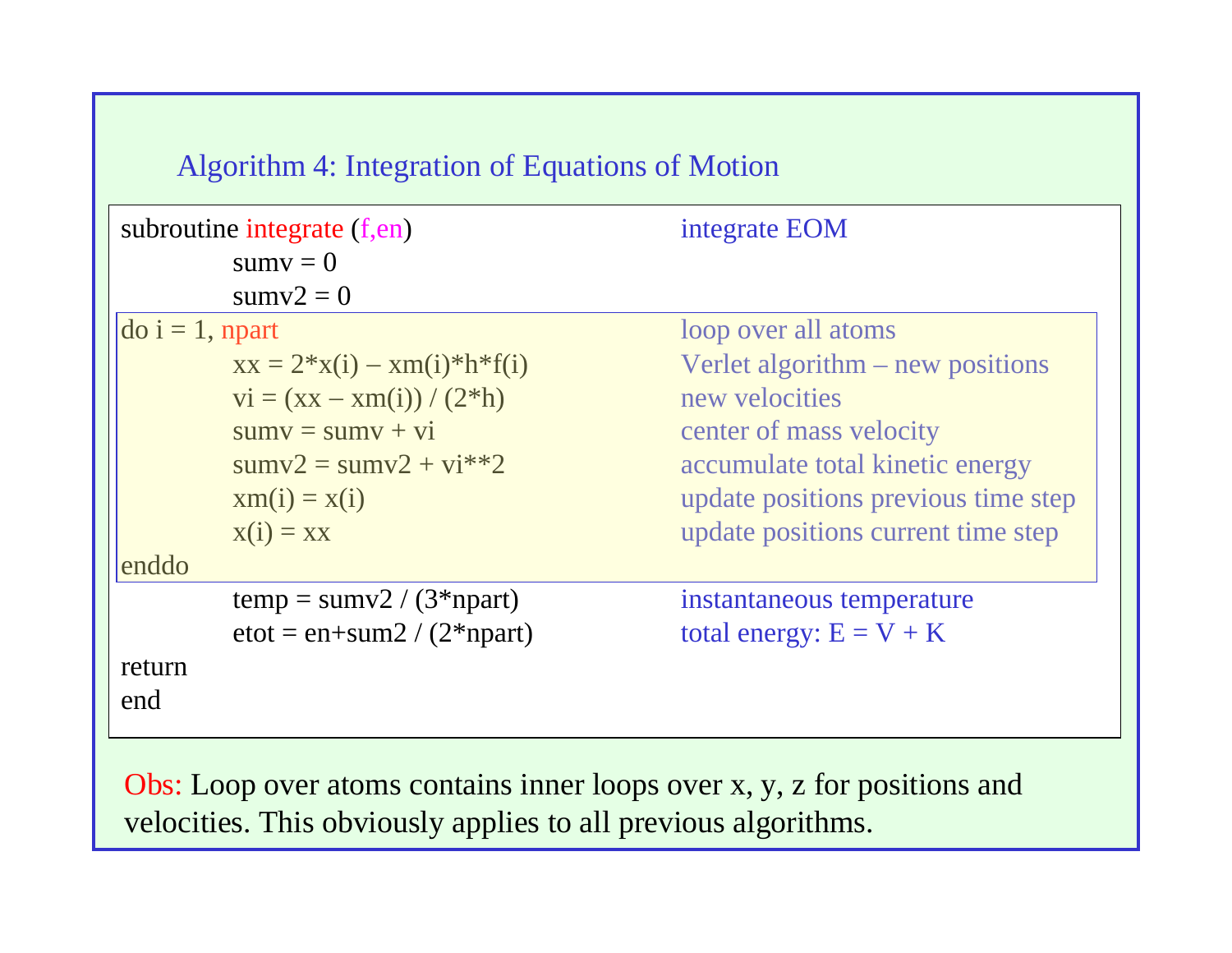### Algorithm 4: Integration of Equations of Motion

```
subroutine integrate (f,en)                    integrate EOM
        sumv = 0
        sumv2 = 0
do i = 1, npart                                loop over all atoms
        xx = 2*x(i) – xm(i)*h*f(i)             Verlet algorithm – new positions
        vi = (xx – xm(i)) / (2*h)              new velocities
        sumv = sumv + vi                       center of mass velocity
        sumv2 = sumv2 + vi**2                  accumulate total kinetic energy
        xm(i) = x(i)                           update positions previous time step
        x(i) = xx                              update positions current time step
enddo
        temp = sumv2 / (3*npart)               instantaneous temperature
        etot = en+sum2 / (2*npart)             total energy: E = V + K
return
end
```

Obs: Loop over atoms contains inner loops over x, y, z for positions and velocities. This obviously applies to all previous algorithms.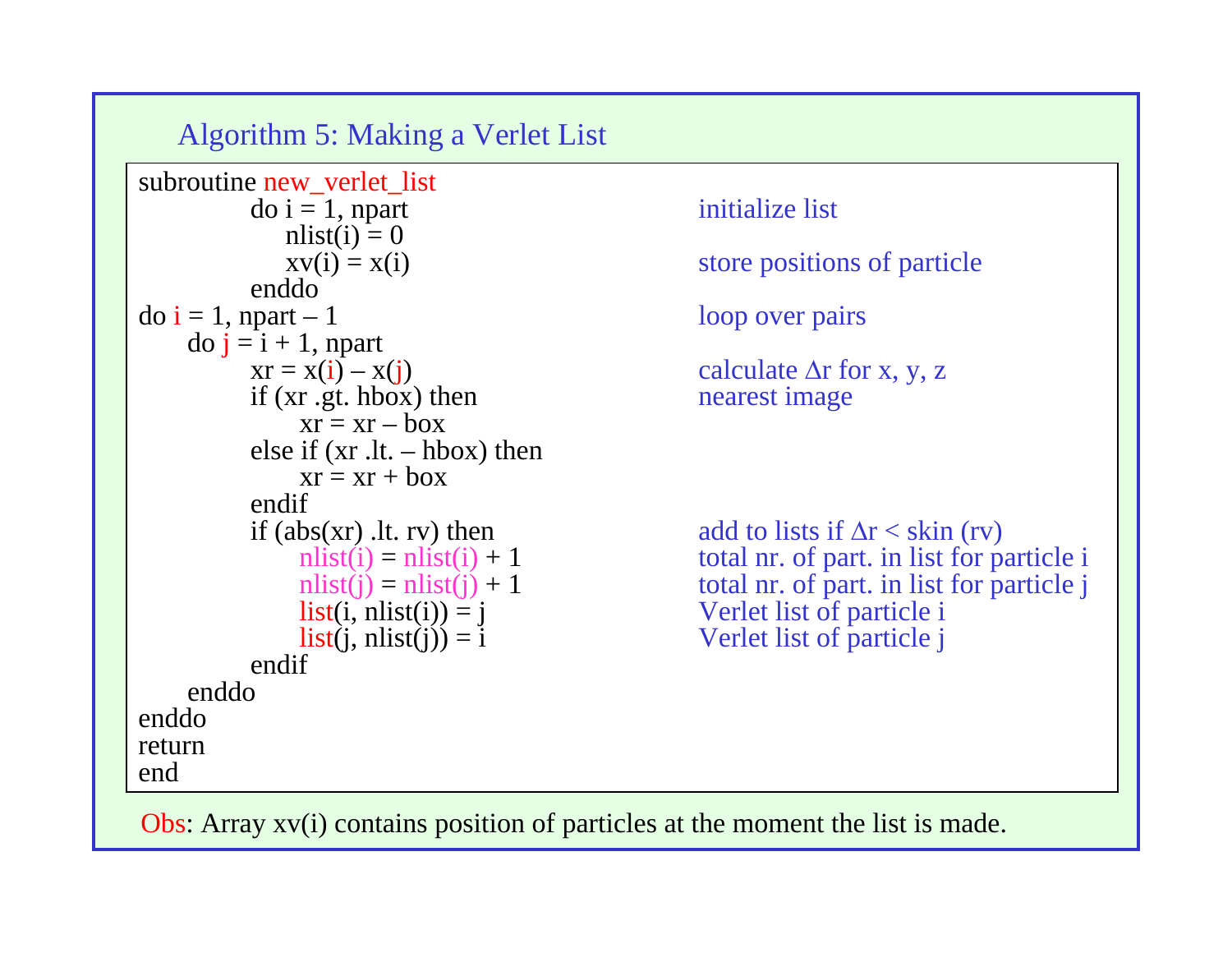## Algorithm 5: Making a Verlet List

```
subroutine new_verlet_list
        do i = 1, npart                        initialize list
           nlist(i) = 0
           xv(i) = x(i)                        store positions of particle
        enddo
do i = 1, npart – 1                            loop over pairs
    do j = i + 1, npart
        xr = x(i) – x(j)                       calculate Δr for x, y, z
        if (xr .gt. hbox) then                 nearest image
            xr = xr – box
        else if (xr .lt. – hbox) then
            xr = xr + box
        endif
        if (abs(xr) .lt. rv) then              add to lists if Δr < skin (rv)
            nlist(i) = nlist(i) + 1            total nr. of part. in list for particle i
            nlist(j) = nlist(j) + 1            total nr. of part. in list for particle j
            list(i, nlist(i)) = j              Verlet list of particle i
            list(j, nlist(j)) = i              Verlet list of particle j
        endif
    enddo
enddo
return
end
```

Obs: Array xv(i) contains position of particles at the moment the list is made.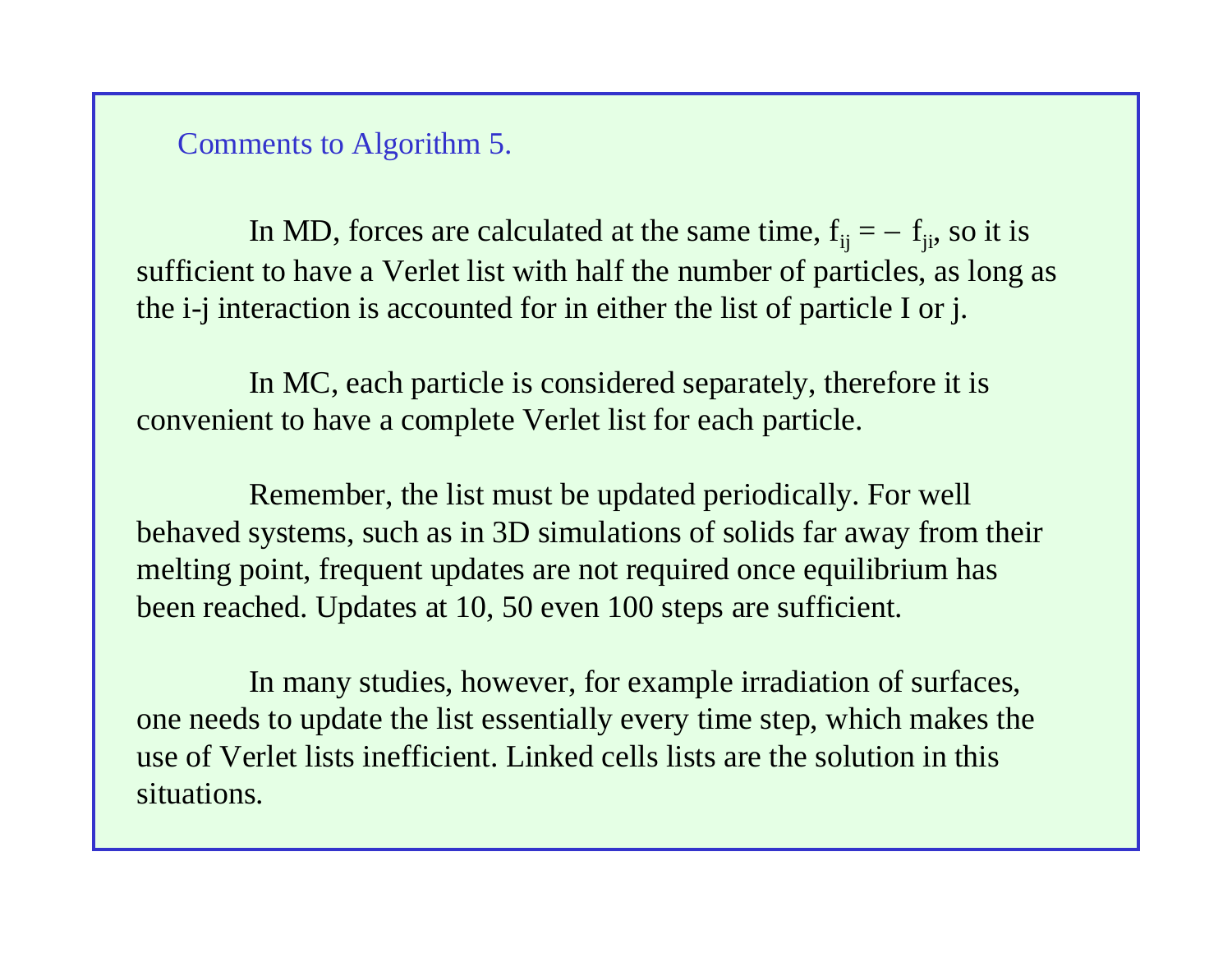## Comments to Algorithm 5.

In MD, forces are calculated at the same time, $f_{ij} = - f_{ji}$, so it is sufficient to have a Verlet list with half the number of particles, as long as the i-j interaction is accounted for in either the list of particle I or j.

In MC, each particle is considered separately, therefore it is convenient to have a complete Verlet list for each particle.

Remember, the list must be updated periodically. For well behaved systems, such as in 3D simulations of solids far away from their melting point, frequent updates are not required once equilibrium has been reached. Updates at 10, 50 even 100 steps are sufficient.

In many studies, however, for example irradiation of surfaces, one needs to update the list essentially every time step, which makes the use of Verlet lists inefficient. Linked cells lists are the solution in this situations.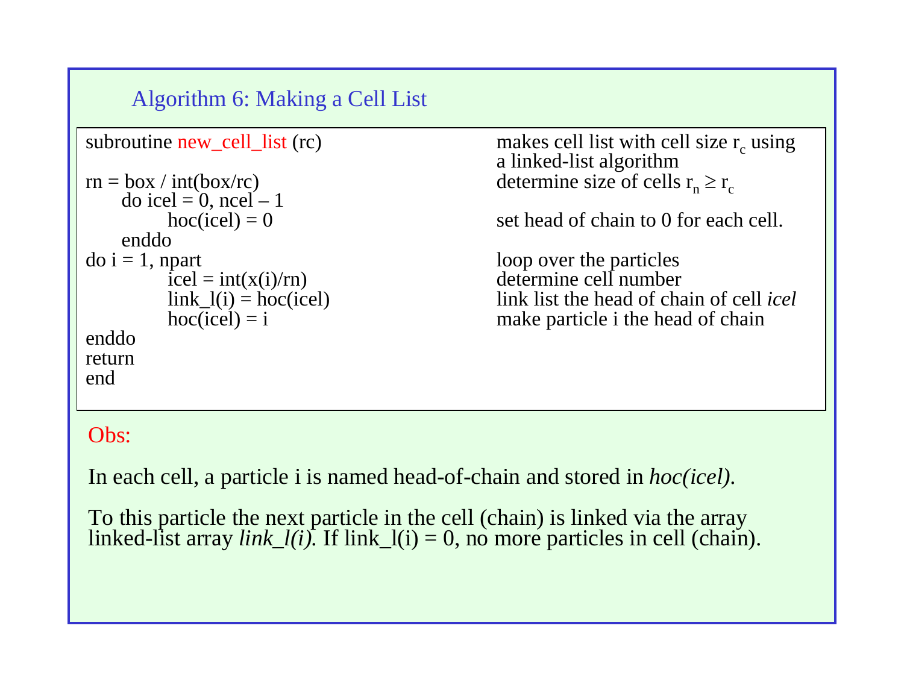## Algorithm 6: Making a Cell List

```
subroutine new_cell_list (rc)        makes cell list with cell size r_c using
                                     a linked-list algorithm
rn = box / int(box/rc)               determine size of cells r_n ≥ r_c
    do icel = 0, ncel – 1
        hoc(icel) = 0                set head of chain to 0 for each cell.
    enddo
do i = 1, npart                      loop over the particles
        icel = int(x(i)/rn)          determine cell number
        link_l(i) = hoc(icel)        link list the head of chain of cell icel
        hoc(icel) = i                make particle i the head of chain
enddo
return
end
```

Obs:

In each cell, a particle i is named head-of-chain and stored in *hoc(icel).*

To this particle the next particle in the cell (chain) is linked via the array linked-list array *link_l(i).* If link_l(i) = 0, no more particles in cell (chain).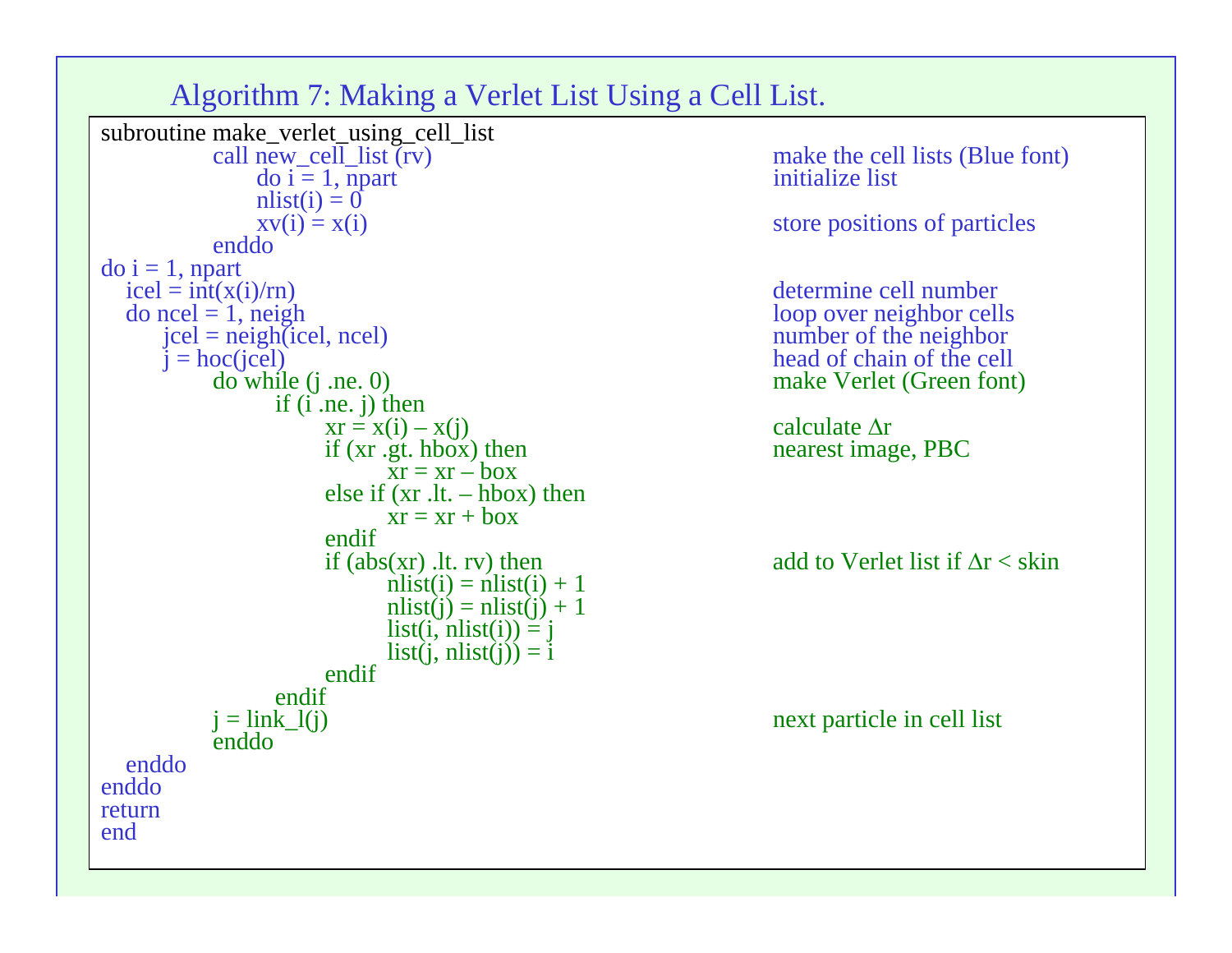## Algorithm 7: Making a Verlet List Using a Cell List.

```
subroutine make_verlet_using_cell_list
        call new_cell_list (rv)                      make the cell lists (Blue font)
            do i = 1, npart                          initialize list
            nlist(i) = 0
            xv(i) = x(i)                             store positions of particles
        enddo
do i = 1, npart
   icel = int(x(i)/rn)                               determine cell number
   do ncel = 1, neigh                                loop over neighbor cells
      jcel = neigh(icel, ncel)                       number of the neighbor
      j = hoc(jcel)                                  head of chain of the cell
        do while (j .ne. 0)                          make Verlet (Green font)
            if (i .ne. j) then
                xr = x(i) – x(j)                     calculate Δr
                if (xr .gt. hbox) then               nearest image, PBC
                    xr = xr – box
                else if (xr .lt. – hbox) then
                    xr = xr + box
                endif
                if (abs(xr) .lt. rv) then            add to Verlet list if Δr < skin
                    nlist(i) = nlist(i) + 1
                    nlist(j) = nlist(j) + 1
                    list(i, nlist(i)) = j
                    list(j, nlist(j)) = i
                endif
            endif
        j = link_l(j)                                next particle in cell list
        enddo
   enddo
enddo
return
end
```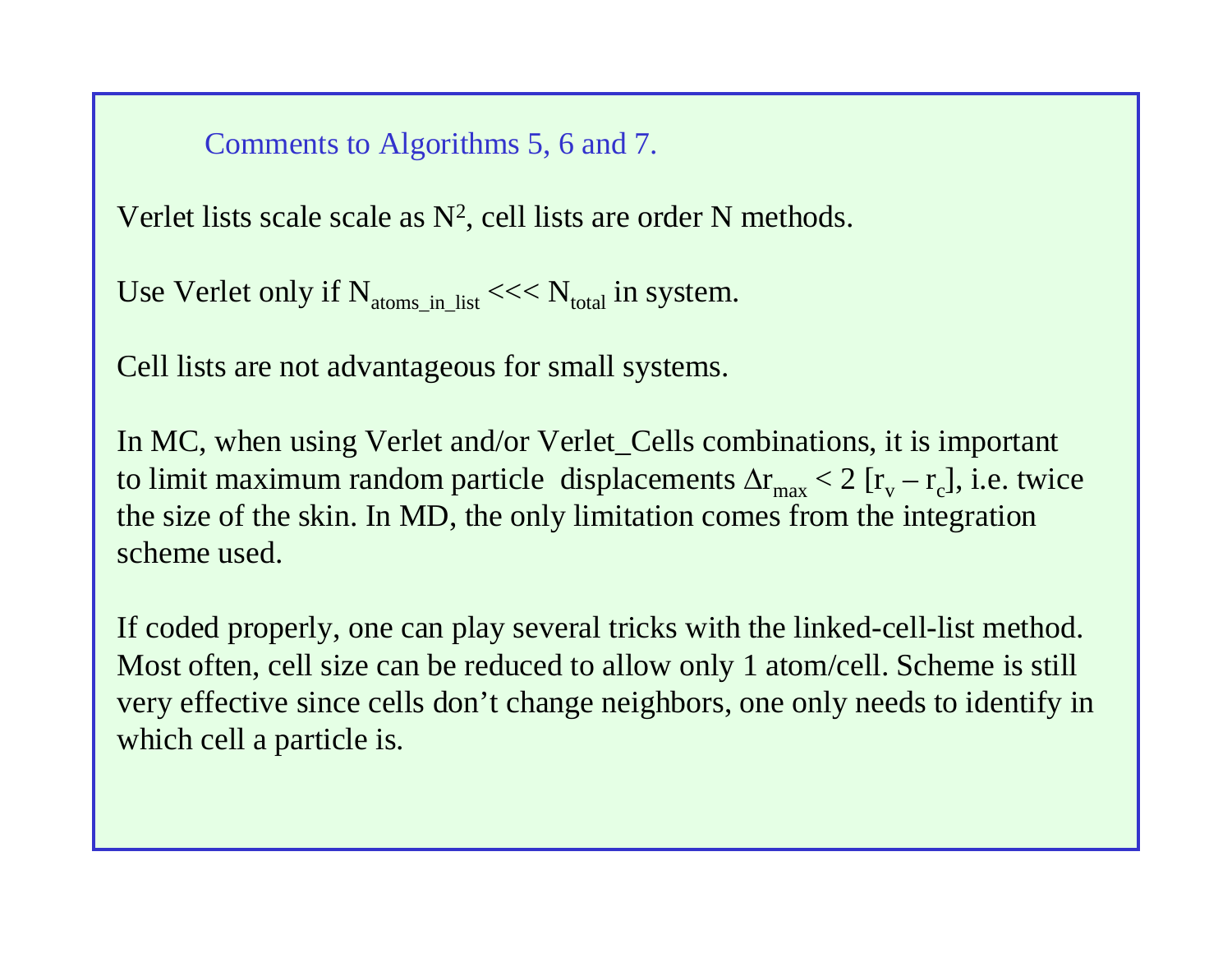## Comments to Algorithms 5, 6 and 7.

Verlet lists scale scale as $N^2$, cell lists are order N methods.

Use Verlet only if $N_{atoms\_in\_list}$ <<< $N_{total}$ in system.

Cell lists are not advantageous for small systems.

In MC, when using Verlet and/or Verlet_Cells combinations, it is important to limit maximum random particle displacements $\Delta r_{max} < 2\,[r_v - r_c]$, i.e. twice the size of the skin. In MD, the only limitation comes from the integration scheme used.

If coded properly, one can play several tricks with the linked-cell-list method. Most often, cell size can be reduced to allow only 1 atom/cell. Scheme is still very effective since cells don't change neighbors, one only needs to identify in which cell a particle is.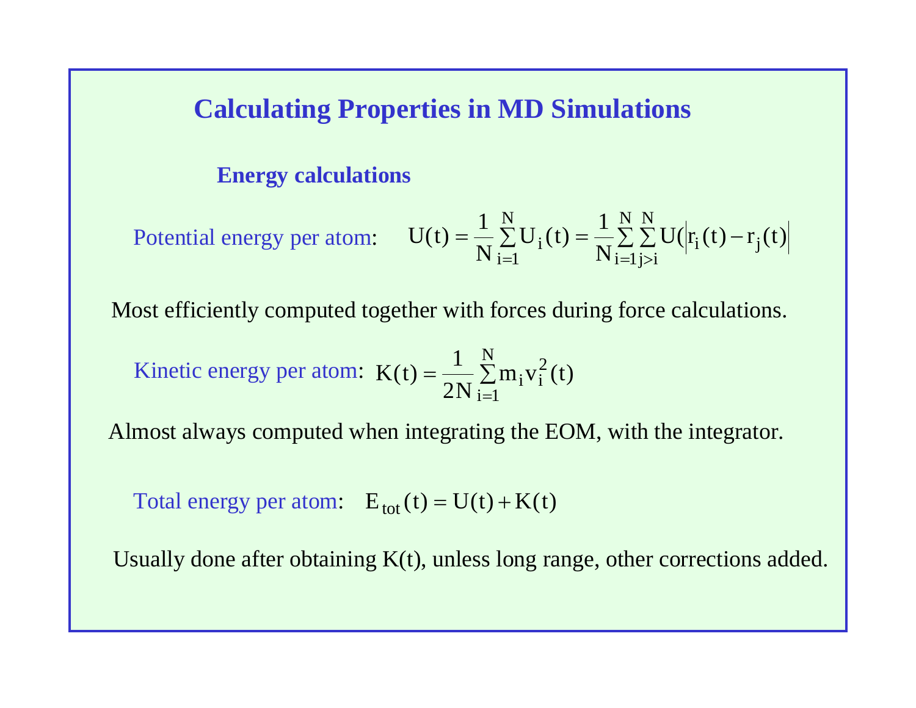# Calculating Properties in MD Simulations

## Energy calculations

Potential energy per atom:
$$U(t) = \frac{1}{N}\sum_{i=1}^{N} U_i(t) = \frac{1}{N}\sum_{i=1}^{N}\sum_{j>i}^{N} U\left(\left|r_i(t) - r_j(t)\right|\right)$$

Most efficiently computed together with forces during force calculations.

Kinetic energy per atom:
$$K(t) = \frac{1}{2N}\sum_{i=1}^{N} m_i v_i^2(t)$$

Almost always computed when integrating the EOM, with the integrator.

Total energy per atom:
$$E_{tot}(t) = U(t) + K(t)$$

Usually done after obtaining K(t), unless long range, other corrections added.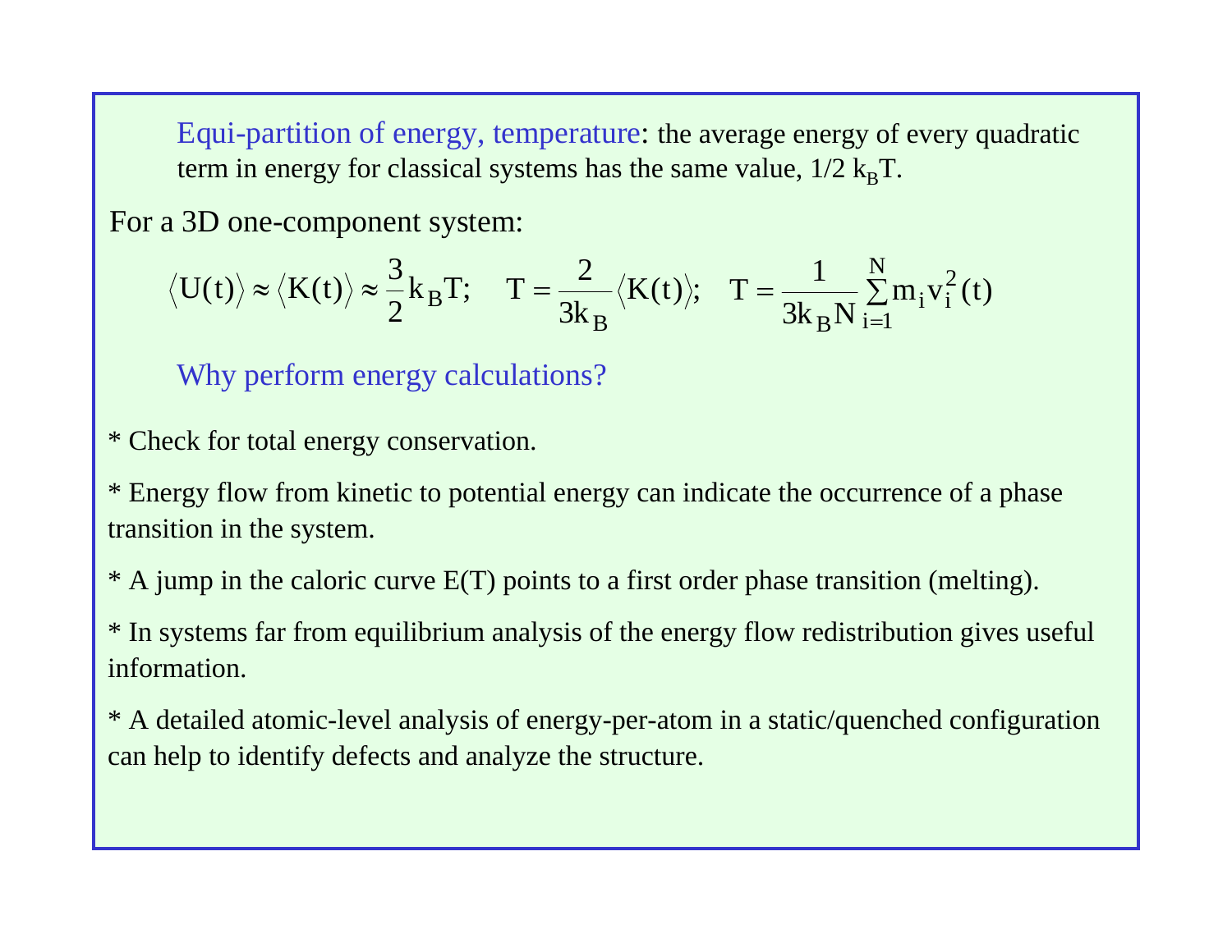Equi-partition of energy, temperature: the average energy of every quadratic term in energy for classical systems has the same value, $1/2\ k_B T$.

For a 3D one-component system:

$$\langle U(t) \rangle \approx \langle K(t) \rangle \approx \frac{3}{2} k_B T; \quad T = \frac{2}{3k_B} \langle K(t) \rangle; \quad T = \frac{1}{3k_B N} \sum_{i=1}^{N} m_i v_i^2(t)$$

Why perform energy calculations?

* Check for total energy conservation.

* Energy flow from kinetic to potential energy can indicate the occurrence of a phase transition in the system.

* A jump in the caloric curve E(T) points to a first order phase transition (melting).

* In systems far from equilibrium analysis of the energy flow redistribution gives useful information.

* A detailed atomic-level analysis of energy-per-atom in a static/quenched configuration can help to identify defects and analyze the structure.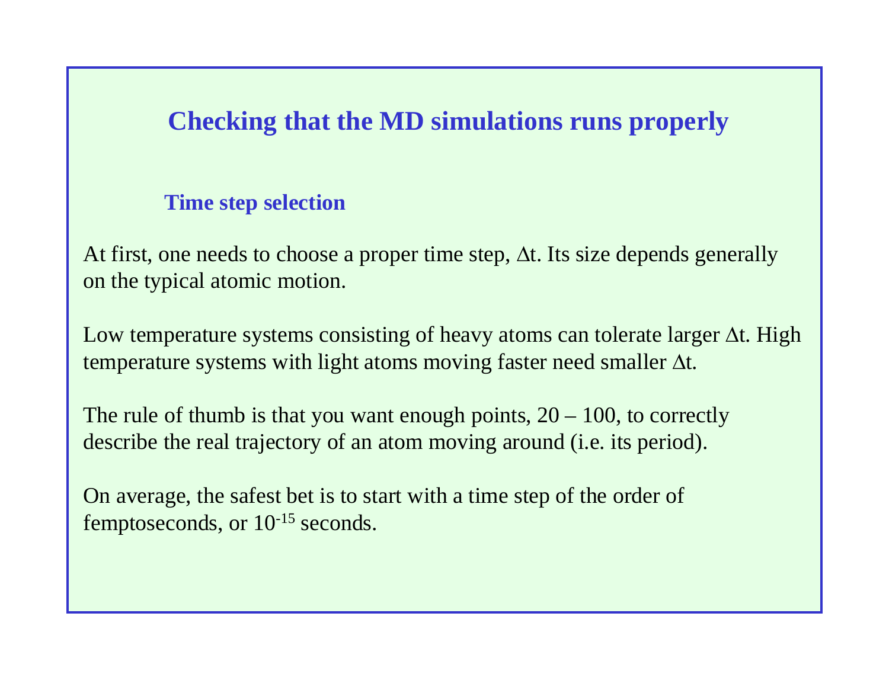# Checking that the MD simulations runs properly

## Time step selection

At first, one needs to choose a proper time step, $\Delta t$. Its size depends generally on the typical atomic motion.

Low temperature systems consisting of heavy atoms can tolerate larger $\Delta t$. High temperature systems with light atoms moving faster need smaller $\Delta t$.

The rule of thumb is that you want enough points, 20 – 100, to correctly describe the real trajectory of an atom moving around (i.e. its period).

On average, the safest bet is to start with a time step of the order of femptoseconds, or $10^{-15}$ seconds.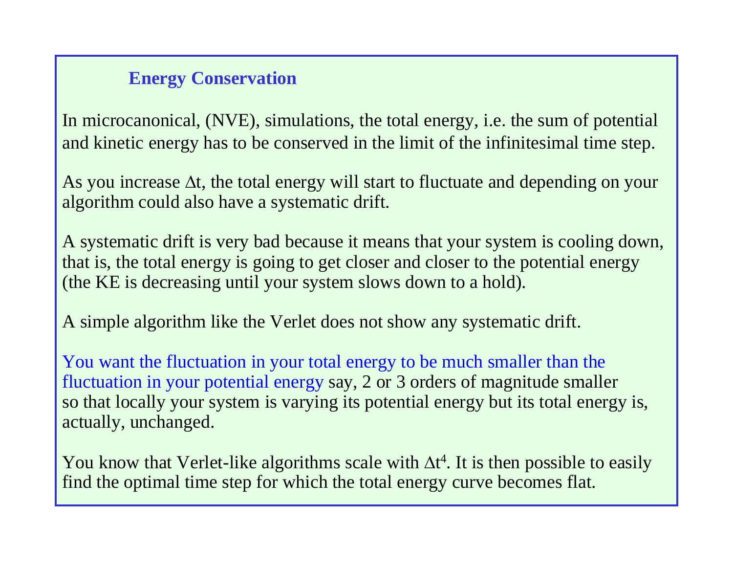## Energy Conservation

In microcanonical, (NVE), simulations, the total energy, i.e. the sum of potential and kinetic energy has to be conserved in the limit of the infinitesimal time step.

As you increase $\Delta t$, the total energy will start to fluctuate and depending on your algorithm could also have a systematic drift.

A systematic drift is very bad because it means that your system is cooling down, that is, the total energy is going to get closer and closer to the potential energy (the KE is decreasing until your system slows down to a hold).

A simple algorithm like the Verlet does not show any systematic drift.

You want the fluctuation in your total energy to be much smaller than the fluctuation in your potential energy say, 2 or 3 orders of magnitude smaller so that locally your system is varying its potential energy but its total energy is, actually, unchanged.

You know that Verlet-like algorithms scale with $\Delta t^4$. It is then possible to easily find the optimal time step for which the total energy curve becomes flat.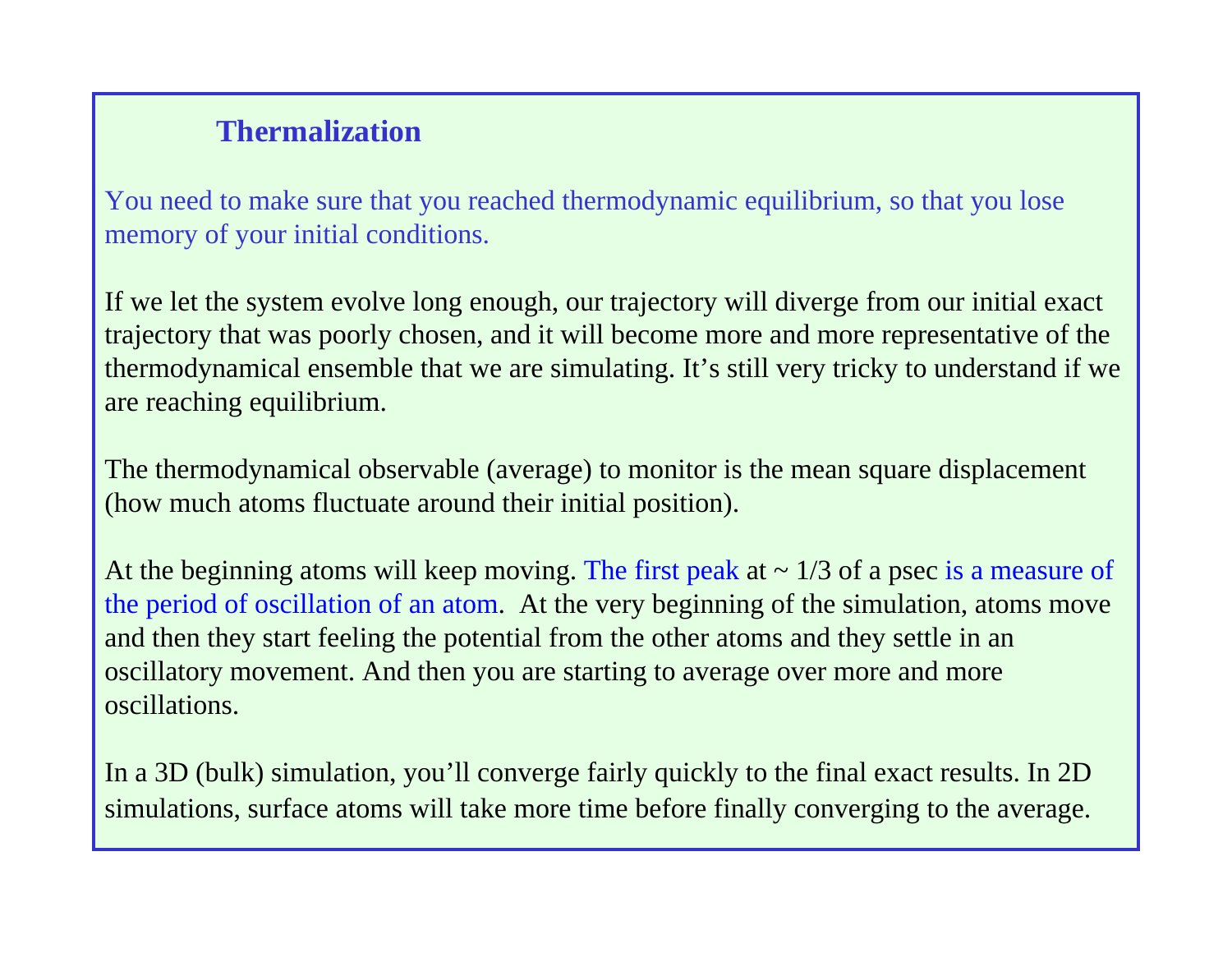## Thermalization

You need to make sure that you reached thermodynamic equilibrium, so that you lose memory of your initial conditions.

If we let the system evolve long enough, our trajectory will diverge from our initial exact trajectory that was poorly chosen, and it will become more and more representative of the thermodynamical ensemble that we are simulating. It's still very tricky to understand if we are reaching equilibrium.

The thermodynamical observable (average) to monitor is the mean square displacement (how much atoms fluctuate around their initial position).

At the beginning atoms will keep moving. The first peak at ~ 1/3 of a psec is a measure of the period of oscillation of an atom. At the very beginning of the simulation, atoms move and then they start feeling the potential from the other atoms and they settle in an oscillatory movement. And then you are starting to average over more and more oscillations.

In a 3D (bulk) simulation, you'll converge fairly quickly to the final exact results. In 2D simulations, surface atoms will take more time before finally converging to the average.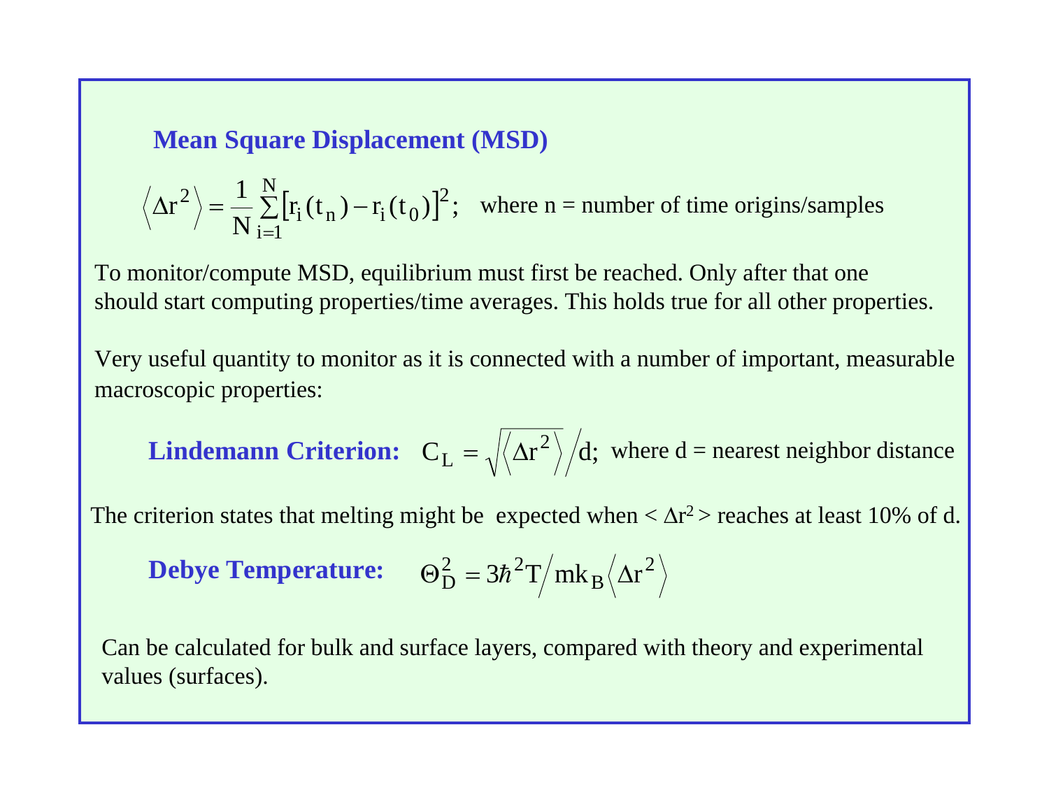## Mean Square Displacement (MSD)

$$\left\langle \Delta r^2 \right\rangle = \frac{1}{N}\sum_{i=1}^{N}\left[r_i(t_n) - r_i(t_0)\right]^2;$$ where n = number of time origins/samples

To monitor/compute MSD, equilibrium must first be reached. Only after that one should start computing properties/time averages. This holds true for all other properties.

Very useful quantity to monitor as it is connected with a number of important, measurable macroscopic properties:

**Lindemann Criterion:** $C_L = \sqrt{\left\langle \Delta r^2 \right\rangle} \Big/ d;$ where d = nearest neighbor distance

The criterion states that melting might be expected when $< \Delta r^2 >$ reaches at least 10% of d.

**Debye Temperature:** $\Theta_D^2 = 3\hbar^2 T \Big/ m k_B \left\langle \Delta r^2 \right\rangle$

Can be calculated for bulk and surface layers, compared with theory and experimental values (surfaces).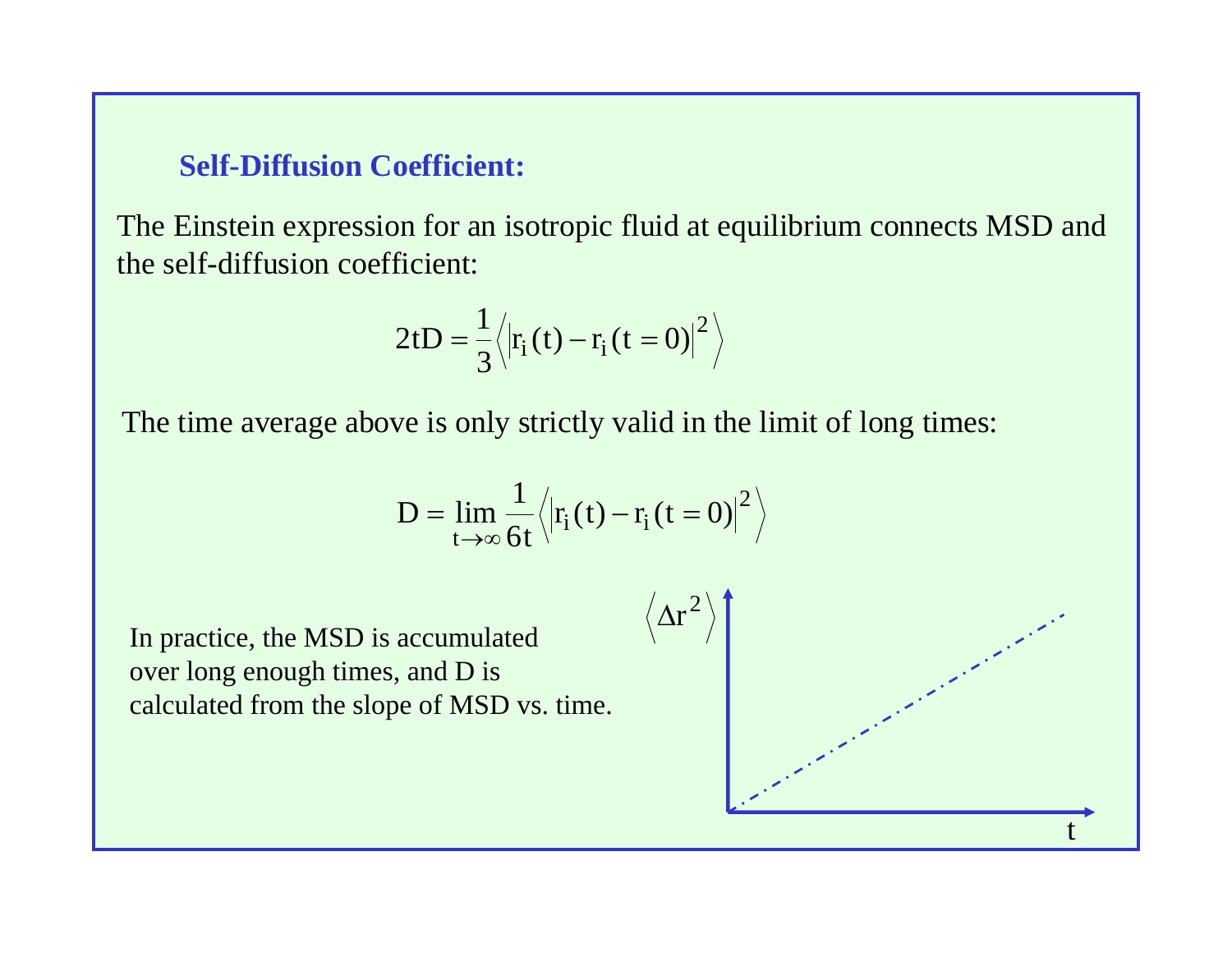### Self-Diffusion Coefficient:

The Einstein expression for an isotropic fluid at equilibrium connects MSD and the self-diffusion coefficient:

$$2tD = \frac{1}{3}\left\langle \left| r_i(t) - r_i(t=0) \right|^2 \right\rangle$$

The time average above is only strictly valid in the limit of long times:

$$D = \lim_{t \to \infty} \frac{1}{6t}\left\langle \left| r_i(t) - r_i(t=0) \right|^2 \right\rangle$$

In practice, the MSD is accumulated over long enough times, and D is calculated from the slope of MSD vs. time.

$\left\langle \Delta r^2 \right\rangle$

t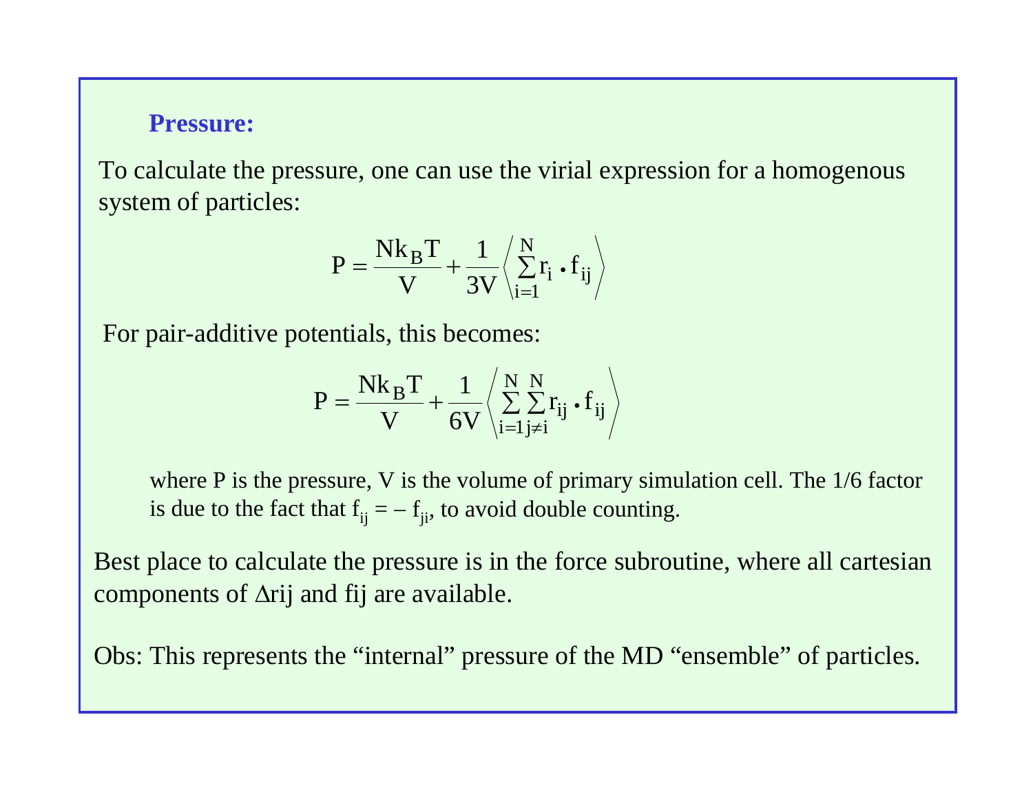## Pressure:

To calculate the pressure, one can use the virial expression for a homogenous system of particles:

$$P = \frac{Nk_BT}{V} + \frac{1}{3V}\left\langle \sum_{i=1}^{N} r_i \cdot f_{ij} \right\rangle$$

For pair-additive potentials, this becomes:

$$P = \frac{Nk_BT}{V} + \frac{1}{6V}\left\langle \sum_{i=1}^{N} \sum_{j \neq i}^{N} r_{ij} \cdot f_{ij} \right\rangle$$

where P is the pressure, V is the volume of primary simulation cell. The 1/6 factor is due to the fact that $f_{ij} = -f_{ji}$, to avoid double counting.

Best place to calculate the pressure is in the force subroutine, where all cartesian components of $\Delta rij$ and fij are available.

Obs: This represents the “internal” pressure of the MD “ensemble” of particles.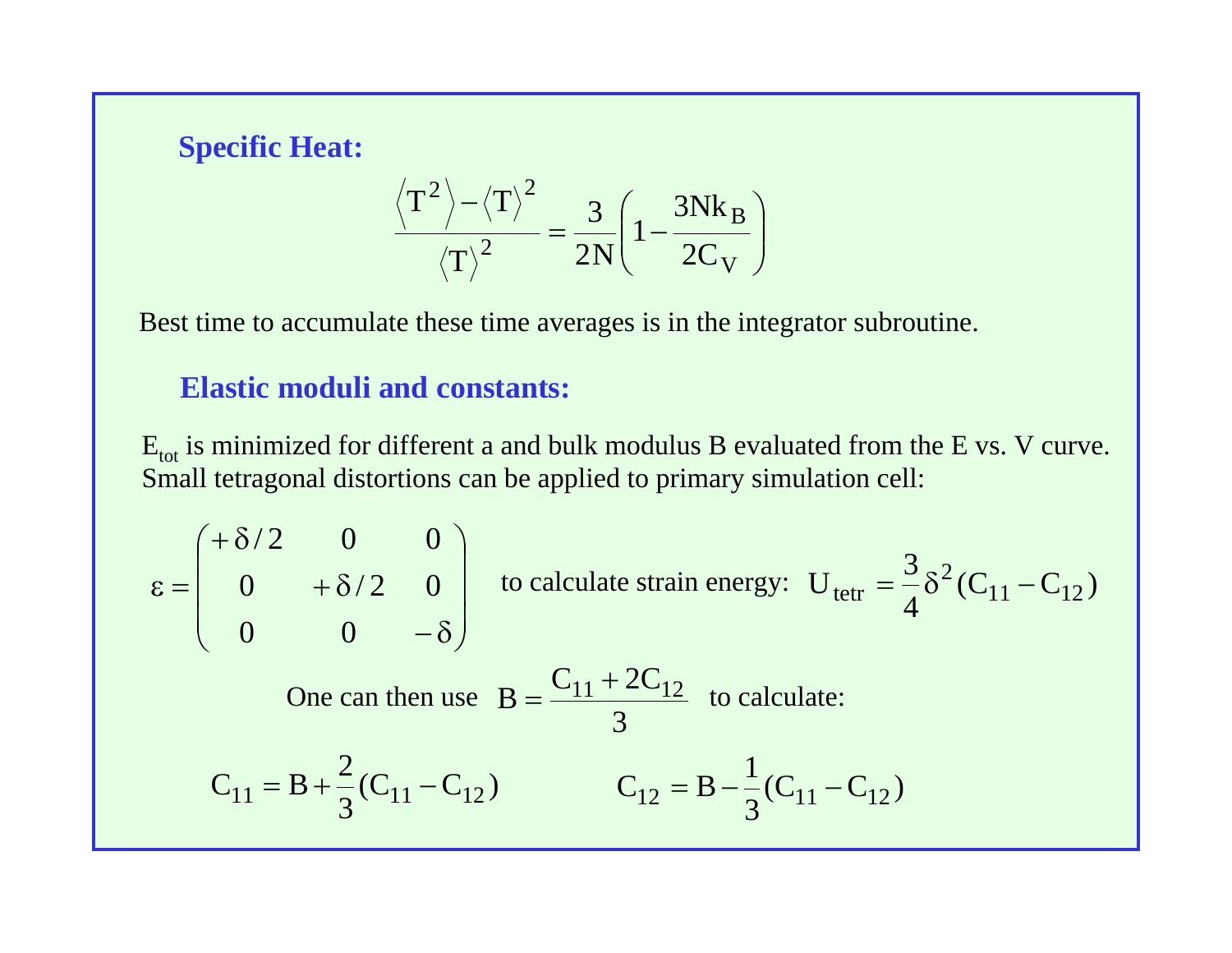## Specific Heat:

$$\frac{\langle T^2 \rangle - \langle T \rangle^2}{\langle T \rangle^2} = \frac{3}{2N}\left(1 - \frac{3Nk_B}{2C_V}\right)$$

Best time to accumulate these time averages is in the integrator subroutine.

## Elastic moduli and constants:

$E_{tot}$ is minimized for different a and bulk modulus B evaluated from the E vs. V curve. Small tetragonal distortions can be applied to primary simulation cell:

$$\varepsilon = \begin{pmatrix} +\delta/2 & 0 & 0 \\ 0 & +\delta/2 & 0 \\ 0 & 0 & -\delta \end{pmatrix}$$

to calculate strain energy: $U_{tetr} = \frac{3}{4}\delta^2 (C_{11} - C_{12})$

One can then use $B = \frac{C_{11} + 2C_{12}}{3}$ to calculate:

$$C_{11} = B + \frac{2}{3}(C_{11} - C_{12}) \qquad C_{12} = B - \frac{1}{3}(C_{11} - C_{12})$$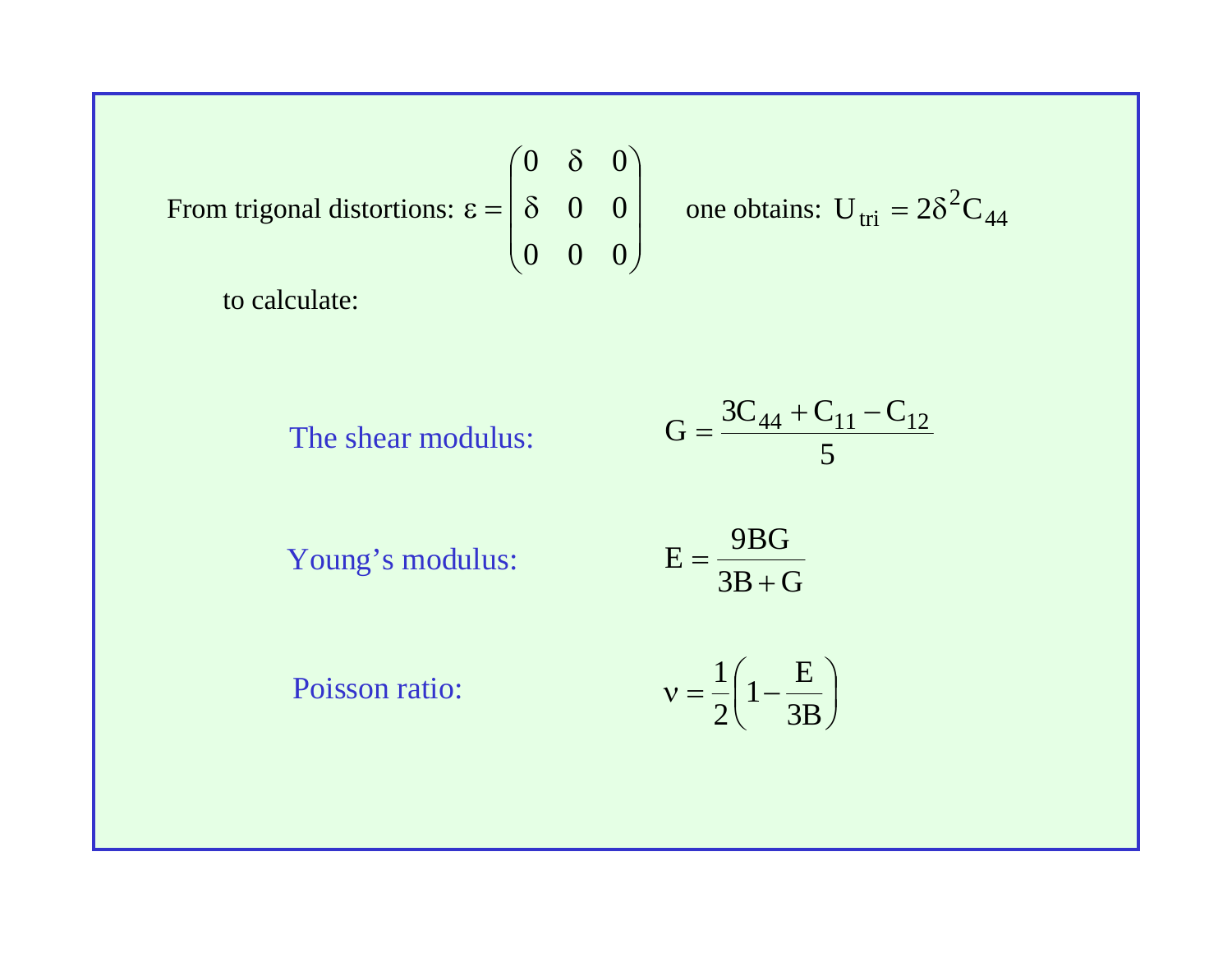From trigonal distortions: $\varepsilon = \begin{pmatrix} 0 & \delta & 0 \\ \delta & 0 & 0 \\ 0 & 0 & 0 \end{pmatrix}$ one obtains: $U_{tri} = 2\delta^2 C_{44}$

to calculate:

The shear modulus: $$G = \frac{3C_{44} + C_{11} - C_{12}}{5}$$

Young's modulus: $$E = \frac{9BG}{3B + G}$$

Poisson ratio: $$\nu = \frac{1}{2}\left(1 - \frac{E}{3B}\right)$$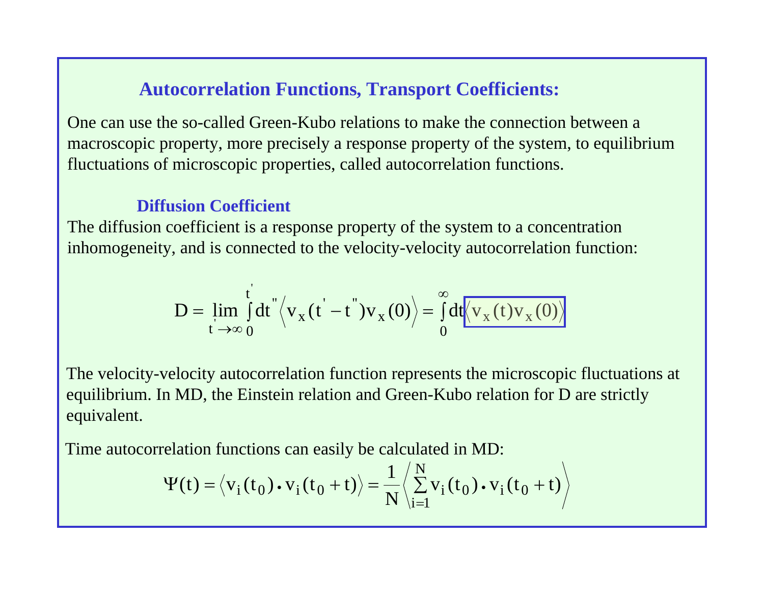## Autocorrelation Functions, Transport Coefficients:

One can use the so-called Green-Kubo relations to make the connection between a macroscopic property, more precisely a response property of the system, to equilibrium fluctuations of microscopic properties, called autocorrelation functions.

### Diffusion Coefficient

The diffusion coefficient is a response property of the system to a concentration inhomogeneity, and is connected to the velocity-velocity autocorrelation function:

$$D = \lim_{t' \to \infty} \int_0^{t'} dt'' \left\langle v_x(t' - t'') v_x(0) \right\rangle = \int_0^{\infty} dt \left\langle v_x(t) v_x(0) \right\rangle$$

The velocity-velocity autocorrelation function represents the microscopic fluctuations at equilibrium. In MD, the Einstein relation and Green-Kubo relation for D are strictly equivalent.

Time autocorrelation functions can easily be calculated in MD:

$$\Psi(t) = \left\langle v_i(t_0) \bullet v_i(t_0 + t) \right\rangle = \frac{1}{N} \left\langle \sum_{i=1}^{N} v_i(t_0) \bullet v_i(t_0 + t) \right\rangle$$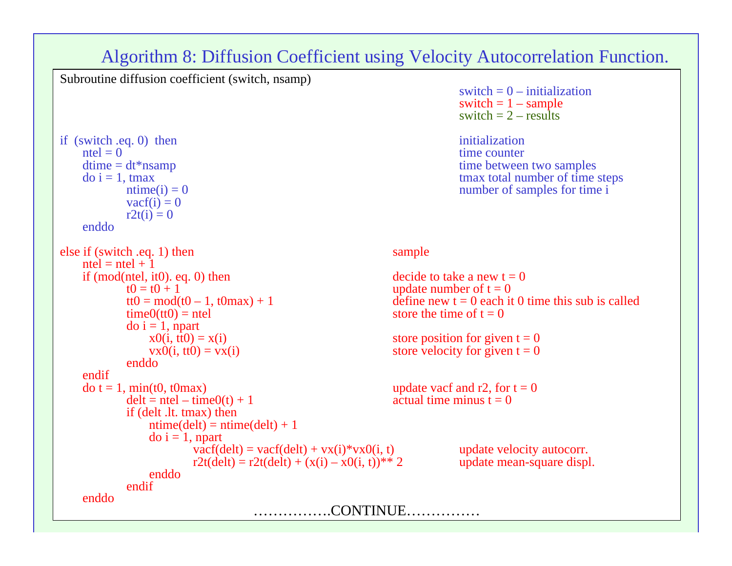## Algorithm 8: Diffusion Coefficient using Velocity Autocorrelation Function.

```
Subroutine diffusion coefficient (switch, nsamp)
                                                        switch = 0 – initialization
                                                        switch = 1 – sample
                                                        switch = 2 – results

if  (switch .eq. 0)  then                               initialization
     ntel = 0                                           time counter
     dtime = dt*nsamp                                   time between two samples
     do i = 1, tmax                                     tmax total number of time steps
              ntime(i) = 0                              number of samples for time i
              vacf(i) = 0
              r2t(i) = 0
     enddo

else if (switch .eq. 1) then                            sample
     ntel = ntel + 1
     if (mod(ntel, it0). eq. 0) then                    decide to take a new t = 0
              t0 = t0 + 1                               update number of t = 0
              tt0 = mod(t0 – 1, t0max) + 1              define new t = 0 each it 0 time this sub is called
              time0(tt0) = ntel                         store the time of t = 0
              do i = 1, npart
                   x0(i, tt0) = x(i)                    store position for given t = 0
                   vx0(i, tt0) = vx(i)                  store velocity for given t = 0
              enddo
     endif
     do t = 1, min(t0, t0max)                           update vacf and r2, for t = 0
              delt = ntel – time0(t) + 1                actual time minus t = 0
              if (delt .lt. tmax) then
                   ntime(delt) = ntime(delt) + 1
                   do i = 1, npart
                          vacf(delt) = vacf(delt) + vx(i)*vx0(i, t)         update velocity autocorr.
                          r2t(delt) = r2t(delt) + (x(i) – x0(i, t))** 2     update mean-square displ.
                   enddo
              endif
     enddo
                              ……………CONTINUE……………
```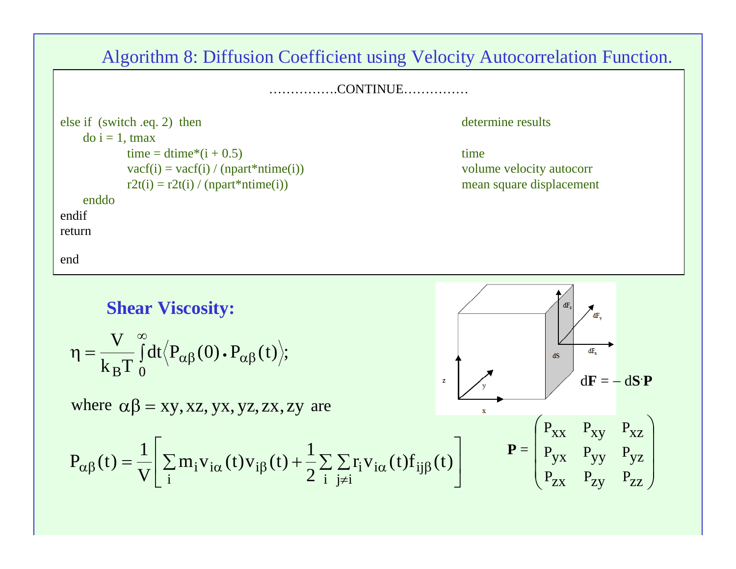## Algorithm 8: Diffusion Coefficient using Velocity Autocorrelation Function.

…………….CONTINUE……………

```
else if  (switch .eq. 2)  then                                  determine results
     do i = 1, tmax
          time = dtime*(i + 0.5)                                 time
          vacf(i) = vacf(i) / (npart*ntime(i))                   volume velocity autocorr
          r2t(i) = r2t(i) / (npart*ntime(i))                     mean square displacement
     enddo
endif
return

end
```

### Shear Viscosity:

$$\eta = \frac{V}{k_B T} \int_0^\infty dt \left\langle P_{\alpha\beta}(0) \bullet P_{\alpha\beta}(t) \right\rangle;$$

where $\alpha\beta = xy, xz, yx, yz, zx, zy$ are

$$P_{\alpha\beta}(t) = \frac{1}{V}\left[\sum_i m_i v_{i\alpha}(t) v_{i\beta}(t) + \frac{1}{2}\sum_i \sum_{j \neq i} r_i v_{i\alpha}(t) f_{ij\beta}(t)\right]$$

$d\mathbf{F} = -\, d\mathbf{S} \cdot \mathbf{P}$

$$\mathbf{P} = \begin{pmatrix} P_{xx} & P_{xy} & P_{xz} \\ P_{yx} & P_{yy} & P_{yz} \\ P_{zx} & P_{zy} & P_{zz} \end{pmatrix}$$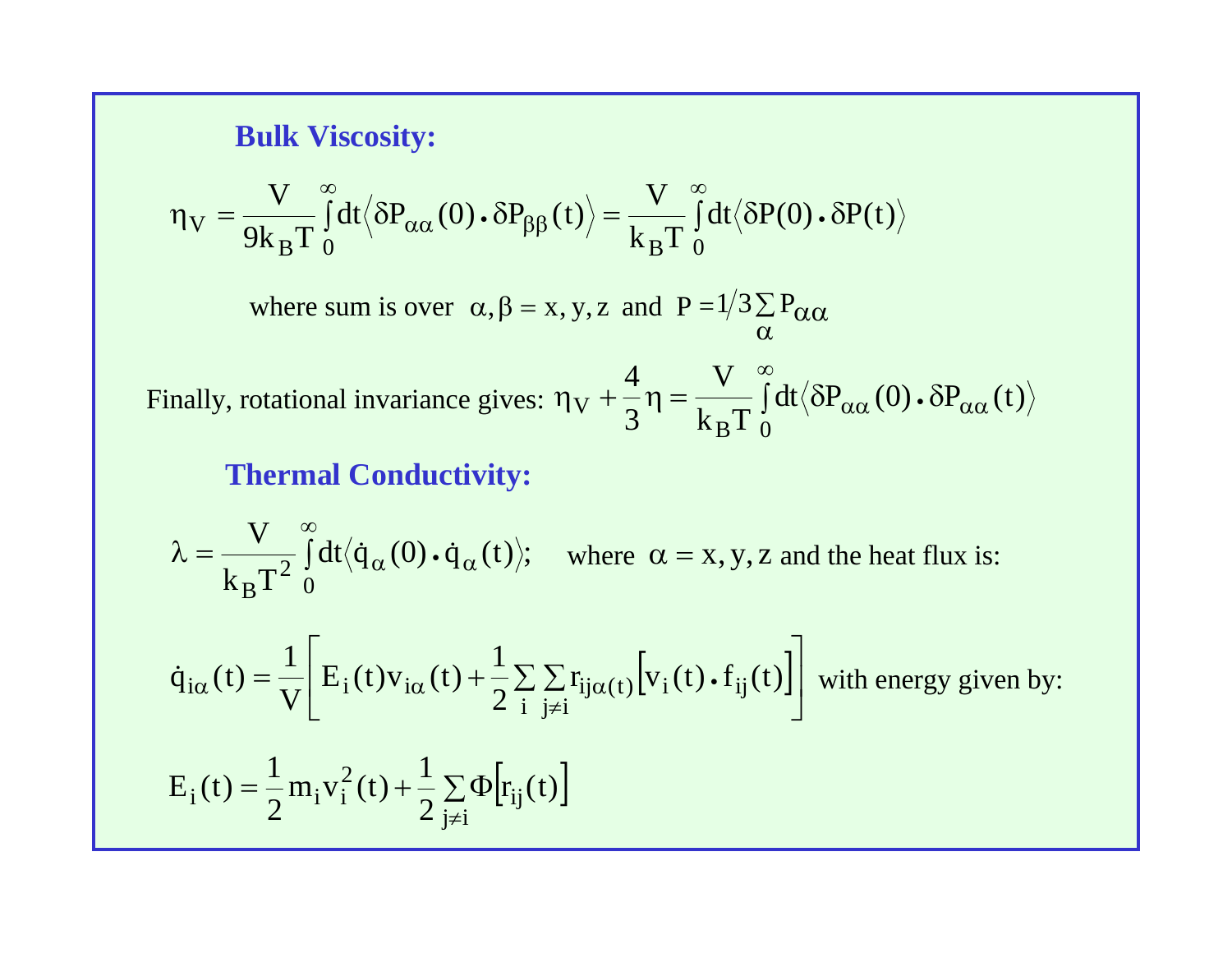**Bulk Viscosity:**

$$\eta_V = \frac{V}{9k_B T}\int_0^\infty dt \left\langle \delta P_{\alpha\alpha}(0) \bullet \delta P_{\beta\beta}(t) \right\rangle = \frac{V}{k_B T}\int_0^\infty dt \left\langle \delta P(0) \bullet \delta P(t) \right\rangle$$

where sum is over $\alpha, \beta = x, y, z$ and $P = 1/3 \sum_\alpha P_{\alpha\alpha}$

Finally, rotational invariance gives: $\eta_V + \frac{4}{3}\eta = \frac{V}{k_B T}\int_0^\infty dt \left\langle \delta P_{\alpha\alpha}(0) \bullet \delta P_{\alpha\alpha}(t) \right\rangle$

**Thermal Conductivity:**

$$\lambda = \frac{V}{k_B T^2}\int_0^\infty dt \left\langle \dot{q}_\alpha(0) \bullet \dot{q}_\alpha(t) \right\rangle;$$

where $\alpha = x, y, z$ and the heat flux is:

$$\dot{q}_{i\alpha}(t) = \frac{1}{V}\left[ E_i(t) v_{i\alpha}(t) + \frac{1}{2}\sum_i \sum_{j \neq i} r_{ij\alpha(t)} \left[ v_i(t) \bullet f_{ij}(t) \right] \right]$$

with energy given by:

$$E_i(t) = \frac{1}{2} m_i v_i^2(t) + \frac{1}{2}\sum_{j \neq i} \Phi\left[ r_{ij}(t) \right]$$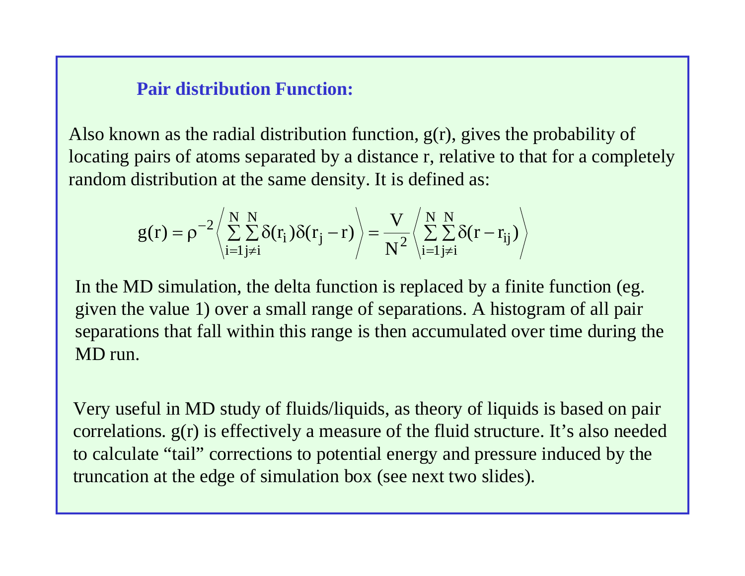### Pair distribution Function:

Also known as the radial distribution function, g(r), gives the probability of locating pairs of atoms separated by a distance r, relative to that for a completely random distribution at the same density. It is defined as:

$$g(r) = \rho^{-2} \left\langle \sum_{i=1}^{N} \sum_{j \neq i}^{N} \delta(r_i)\delta(r_j - r) \right\rangle = \frac{V}{N^2} \left\langle \sum_{i=1}^{N} \sum_{j \neq i}^{N} \delta(r - r_{ij}) \right\rangle$$

In the MD simulation, the delta function is replaced by a finite function (eg. given the value 1) over a small range of separations. A histogram of all pair separations that fall within this range is then accumulated over time during the MD run.

Very useful in MD study of fluids/liquids, as theory of liquids is based on pair correlations. g(r) is effectively a measure of the fluid structure. It's also needed to calculate "tail" corrections to potential energy and pressure induced by the truncation at the edge of simulation box (see next two slides).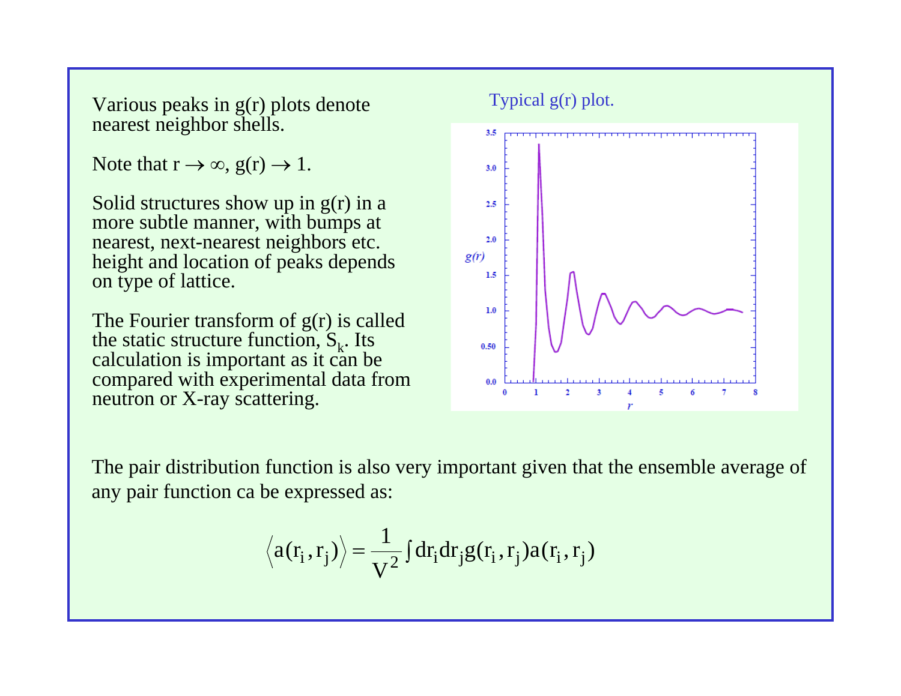Various peaks in g(r) plots denote nearest neighbor shells.

Note that $r \to \infty$, $g(r) \to 1$.

Solid structures show up in g(r) in a more subtle manner, with bumps at nearest, next-nearest neighbors etc. height and location of peaks depends on type of lattice.

The Fourier transform of g(r) is called the static structure function, $S_k$. Its calculation is important as it can be compared with experimental data from neutron or X-ray scattering.

Typical g(r) plot.

The pair distribution function is also very important given that the ensemble average of any pair function ca be expressed as:

$$\left\langle a(r_i, r_j) \right\rangle = \frac{1}{V^2} \int dr_i dr_j g(r_i, r_j) a(r_i, r_j)$$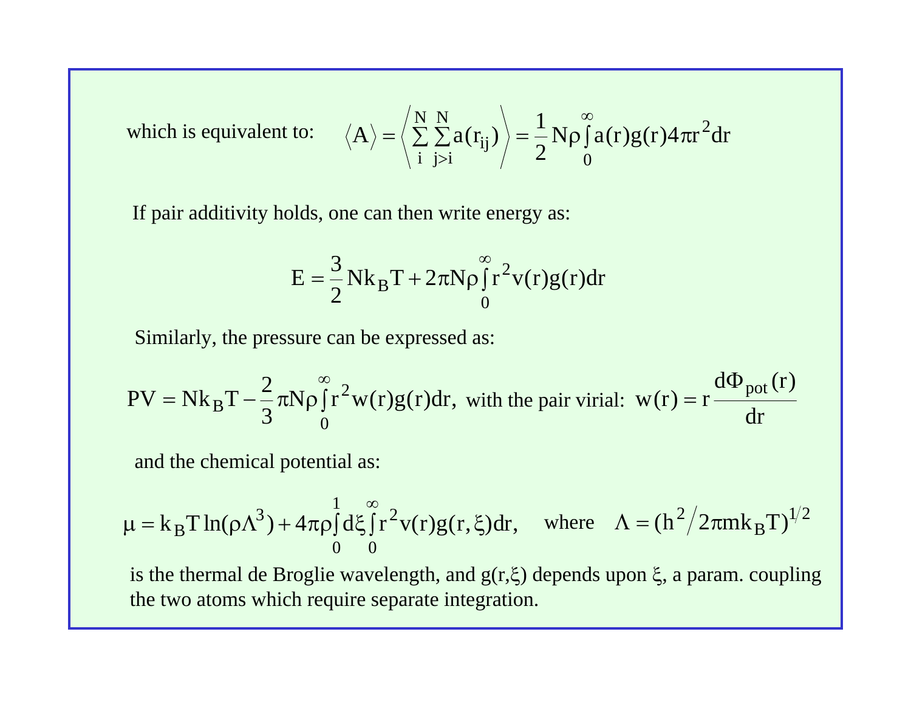which is equivalent to:

$$\langle A \rangle = \left\langle \sum_{i}^{N} \sum_{j>i}^{N} a(r_{ij}) \right\rangle = \frac{1}{2} N\rho \int_0^\infty a(r) g(r) 4\pi r^2 dr$$

If pair additivity holds, one can then write energy as:

$$E = \frac{3}{2} N k_B T + 2\pi N\rho \int_0^\infty r^2 v(r) g(r) dr$$

Similarly, the pressure can be expressed as:

$$PV = N k_B T - \frac{2}{3} \pi N\rho \int_0^\infty r^2 w(r) g(r) dr,$$ with the pair virial: $$w(r) = r \frac{d\Phi_{pot}(r)}{dr}$$

and the chemical potential as:

$$\mu = k_B T \ln(\rho \Lambda^3) + 4\pi\rho \int_0^1 d\xi \int_0^\infty r^2 v(r) g(r,\xi) dr,$$ where $$\Lambda = (h^2 / 2\pi m k_B T)^{1/2}$$

is the thermal de Broglie wavelength, and $g(r,\xi)$ depends upon $\xi$, a param. coupling the two atoms which require separate integration.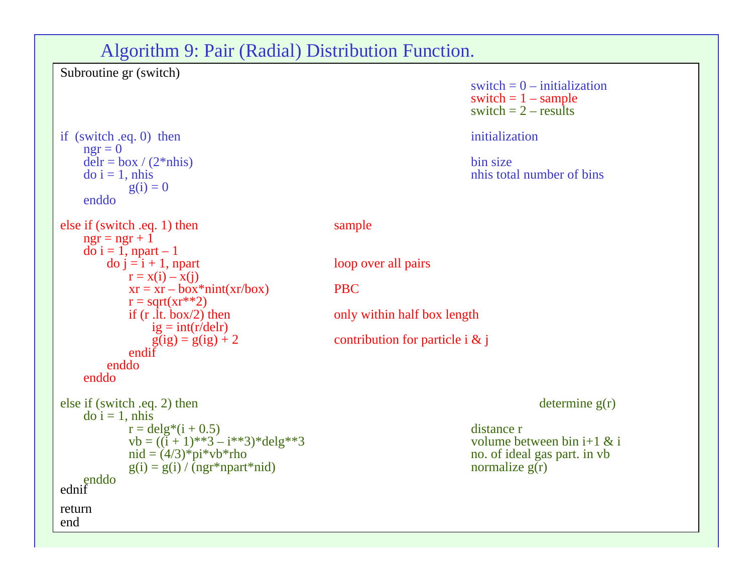# Algorithm 9: Pair (Radial) Distribution Function.

```
Subroutine gr (switch)
                                                        switch = 0 – initialization
                                                        switch = 1 – sample
                                                        switch = 2 – results

if  (switch .eq. 0)  then                               initialization
     ngr = 0
     delr = box / (2*nhis)                              bin size
     do i = 1, nhis                                     nhis total number of bins
            g(i) = 0
     enddo

else if (switch .eq. 1) then                  sample
     ngr = ngr + 1
     do i = 1, npart – 1
         do j = i + 1, npart                  loop over all pairs
            r = x(i) – x(j)
            xr = xr – box*nint(xr/box)        PBC
            r = sqrt(xr**2)
            if (r .lt. box/2) then            only within half box length
               ig = int(r/delr)
               g(ig) = g(ig) + 2              contribution for particle i & j
            endif
         enddo
     enddo

else if (switch .eq. 2) then                                      determine g(r)
     do i = 1, nhis
            r = delg*(i + 0.5)                          distance r
            vb = ((i + 1)**3 – i**3)*delg**3            volume between bin i+1 & i
            nid = (4/3)*pi*vb*rho                       no. of ideal gas part. in vb
            g(i) = g(i) / (ngr*npart*nid)               normalize g(r)
     enddo
ednif

return
end
```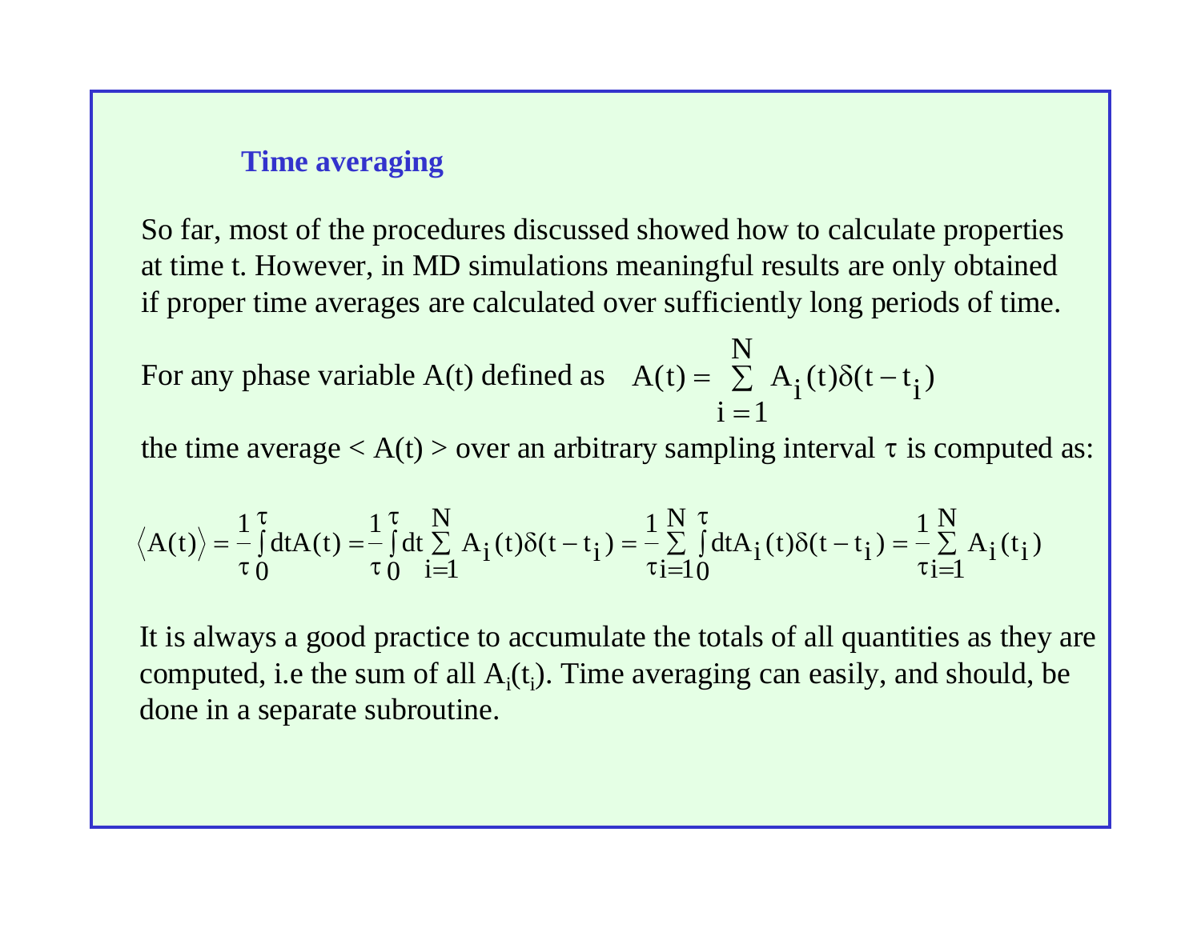## Time averaging

So far, most of the procedures discussed showed how to calculate properties at time t. However, in MD simulations meaningful results are only obtained if proper time averages are calculated over sufficiently long periods of time.

For any phase variable A(t) defined as $A(t) = \sum_{i=1}^{N} A_i(t)\delta(t - t_i)$

the time average < A(t) > over an arbitrary sampling interval $\tau$ is computed as:

$$\langle A(t) \rangle = \frac{1}{\tau}\int_0^{\tau} dt A(t) = \frac{1}{\tau}\int_0^{\tau} dt \sum_{i=1}^{N} A_i(t)\delta(t - t_i) = \frac{1}{\tau}\sum_{i=1}^{N}\int_0^{\tau} dt A_i(t)\delta(t - t_i) = \frac{1}{\tau}\sum_{i=1}^{N} A_i(t_i)$$

It is always a good practice to accumulate the totals of all quantities as they are computed, i.e the sum of all $A_i(t_i)$. Time averaging can easily, and should, be done in a separate subroutine.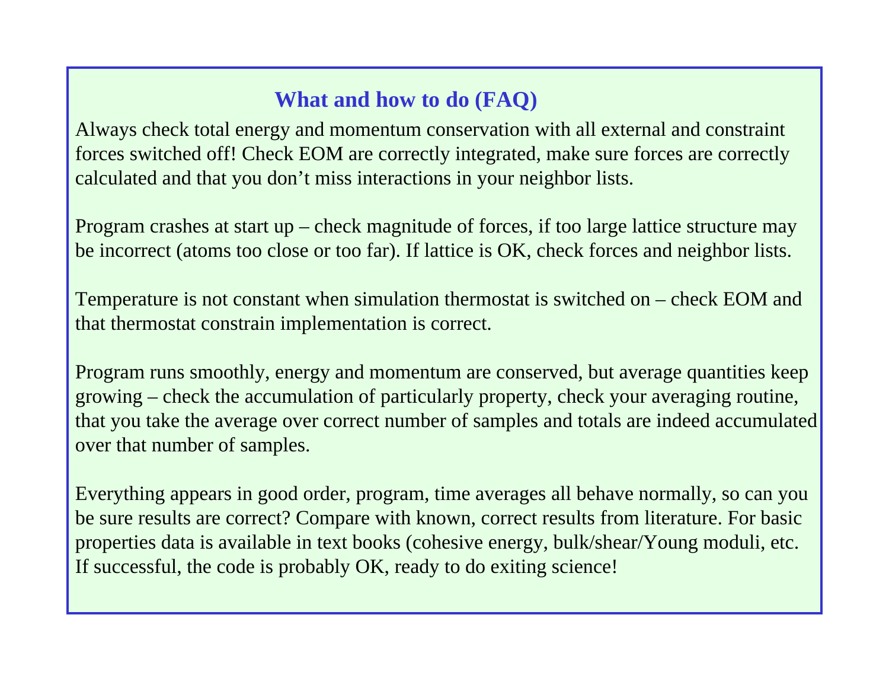## What and how to do (FAQ)

Always check total energy and momentum conservation with all external and constraint forces switched off! Check EOM are correctly integrated, make sure forces are correctly calculated and that you don't miss interactions in your neighbor lists.

Program crashes at start up – check magnitude of forces, if too large lattice structure may be incorrect (atoms too close or too far). If lattice is OK, check forces and neighbor lists.

Temperature is not constant when simulation thermostat is switched on – check EOM and that thermostat constrain implementation is correct.

Program runs smoothly, energy and momentum are conserved, but average quantities keep growing – check the accumulation of particularly property, check your averaging routine, that you take the average over correct number of samples and totals are indeed accumulated over that number of samples.

Everything appears in good order, program, time averages all behave normally, so can you be sure results are correct? Compare with known, correct results from literature. For basic properties data is available in text books (cohesive energy, bulk/shear/Young moduli, etc. If successful, the code is probably OK, ready to do exiting science!